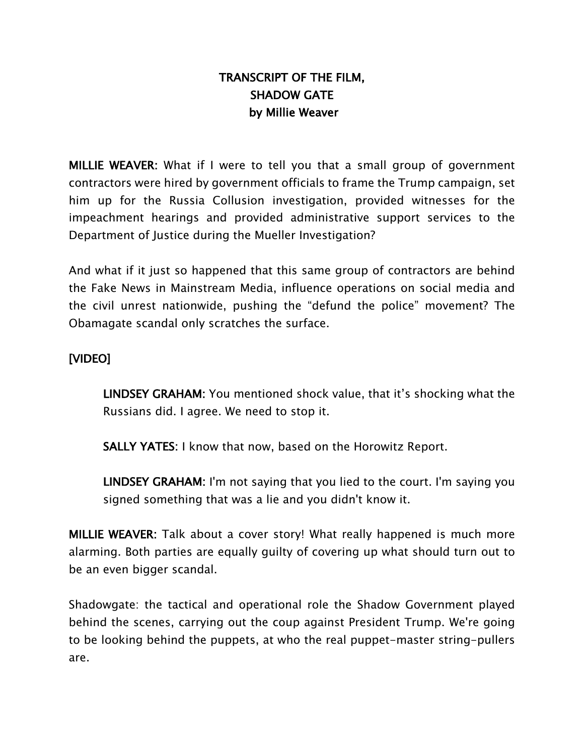# TRANSCRIPT OF THE FILM,
# SHADOW GATE
## by Millie Weaver

**MILLIE WEAVER:** What if I were to tell you that a small group of government contractors were hired by government officials to frame the Trump campaign, set him up for the Russia Collusion investigation, provided witnesses for the impeachment hearings and provided administrative support services to the Department of Justice during the Mueller Investigation?

And what if it just so happened that this same group of contractors are behind the Fake News in Mainstream Media, influence operations on social media and the civil unrest nationwide, pushing the "defund the police" movement? The Obamagate scandal only scratches the surface.

**[VIDEO]**

> **LINDSEY GRAHAM:** You mentioned shock value, that it's shocking what the Russians did. I agree. We need to stop it.
>
> **SALLY YATES:** I know that now, based on the Horowitz Report.
>
> **LINDSEY GRAHAM:** I'm not saying that you lied to the court. I'm saying you signed something that was a lie and you didn't know it.

**MILLIE WEAVER:** Talk about a cover story! What really happened is much more alarming. Both parties are equally guilty of covering up what should turn out to be an even bigger scandal.

Shadowgate: the tactical and operational role the Shadow Government played behind the scenes, carrying out the coup against President Trump. We're going to be looking behind the puppets, at who the real puppet-master string-pullers are.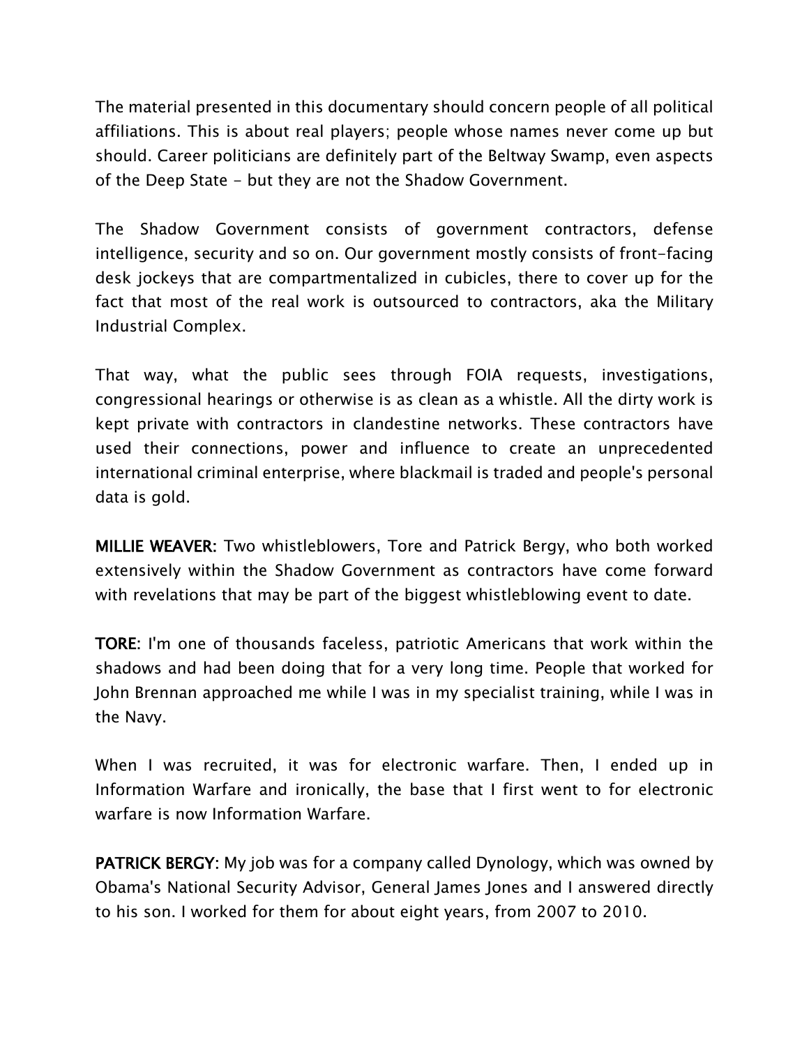The material presented in this documentary should concern people of all political affiliations. This is about real players; people whose names never come up but should. Career politicians are definitely part of the Beltway Swamp, even aspects of the Deep State - but they are not the Shadow Government.

The Shadow Government consists of government contractors, defense intelligence, security and so on. Our government mostly consists of front-facing desk jockeys that are compartmentalized in cubicles, there to cover up for the fact that most of the real work is outsourced to contractors, aka the Military Industrial Complex.

That way, what the public sees through FOIA requests, investigations, congressional hearings or otherwise is as clean as a whistle. All the dirty work is kept private with contractors in clandestine networks. These contractors have used their connections, power and influence to create an unprecedented international criminal enterprise, where blackmail is traded and people's personal data is gold.

**MILLIE WEAVER:** Two whistleblowers, Tore and Patrick Bergy, who both worked extensively within the Shadow Government as contractors have come forward with revelations that may be part of the biggest whistleblowing event to date.

**TORE:** I'm one of thousands faceless, patriotic Americans that work within the shadows and had been doing that for a very long time. People that worked for John Brennan approached me while I was in my specialist training, while I was in the Navy.

When I was recruited, it was for electronic warfare. Then, I ended up in Information Warfare and ironically, the base that I first went to for electronic warfare is now Information Warfare.

**PATRICK BERGY:** My job was for a company called Dynology, which was owned by Obama's National Security Advisor, General James Jones and I answered directly to his son. I worked for them for about eight years, from 2007 to 2010.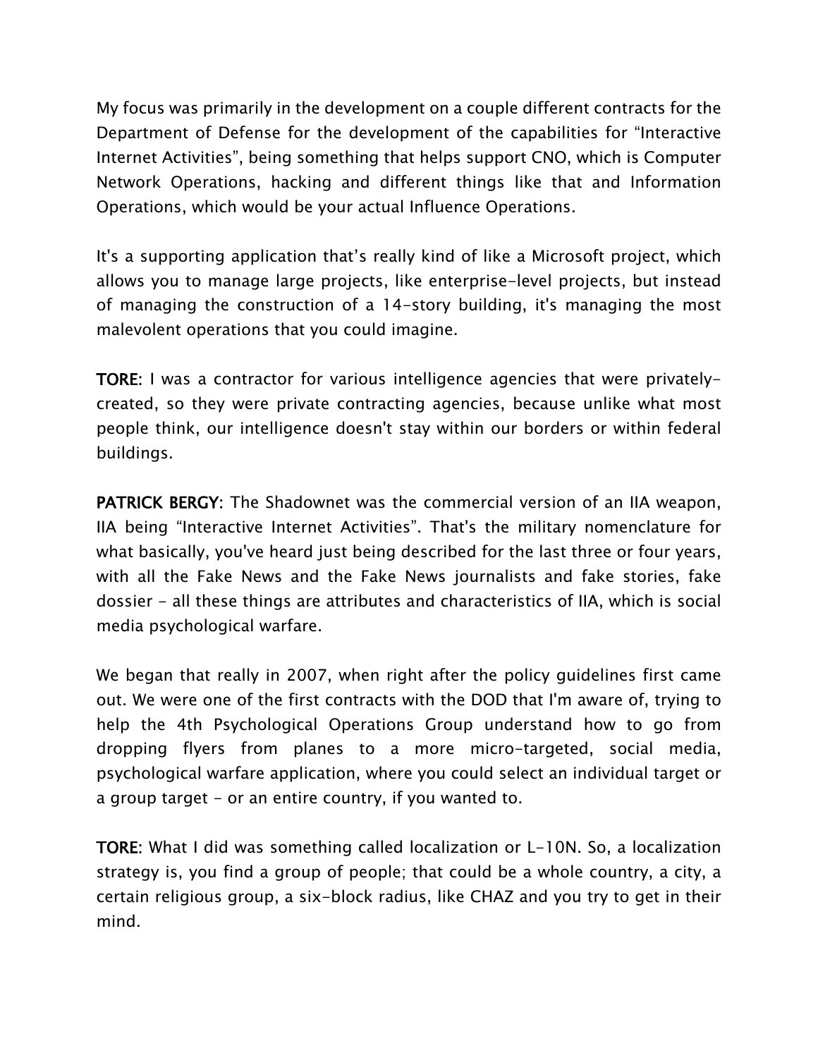My focus was primarily in the development on a couple different contracts for the Department of Defense for the development of the capabilities for “Interactive Internet Activities”, being something that helps support CNO, which is Computer Network Operations, hacking and different things like that and Information Operations, which would be your actual Influence Operations.

It's a supporting application that’s really kind of like a Microsoft project, which allows you to manage large projects, like enterprise-level projects, but instead of managing the construction of a 14-story building, it's managing the most malevolent operations that you could imagine.

**TORE:** I was a contractor for various intelligence agencies that were privately-created, so they were private contracting agencies, because unlike what most people think, our intelligence doesn't stay within our borders or within federal buildings.

**PATRICK BERGY:** The Shadownet was the commercial version of an IIA weapon, IIA being “Interactive Internet Activities”. That's the military nomenclature for what basically, you've heard just being described for the last three or four years, with all the Fake News and the Fake News journalists and fake stories, fake dossier - all these things are attributes and characteristics of IIA, which is social media psychological warfare.

We began that really in 2007, when right after the policy guidelines first came out. We were one of the first contracts with the DOD that I'm aware of, trying to help the 4th Psychological Operations Group understand how to go from dropping flyers from planes to a more micro-targeted, social media, psychological warfare application, where you could select an individual target or a group target - or an entire country, if you wanted to.

**TORE:** What I did was something called localization or L-10N. So, a localization strategy is, you find a group of people; that could be a whole country, a city, a certain religious group, a six-block radius, like CHAZ and you try to get in their mind.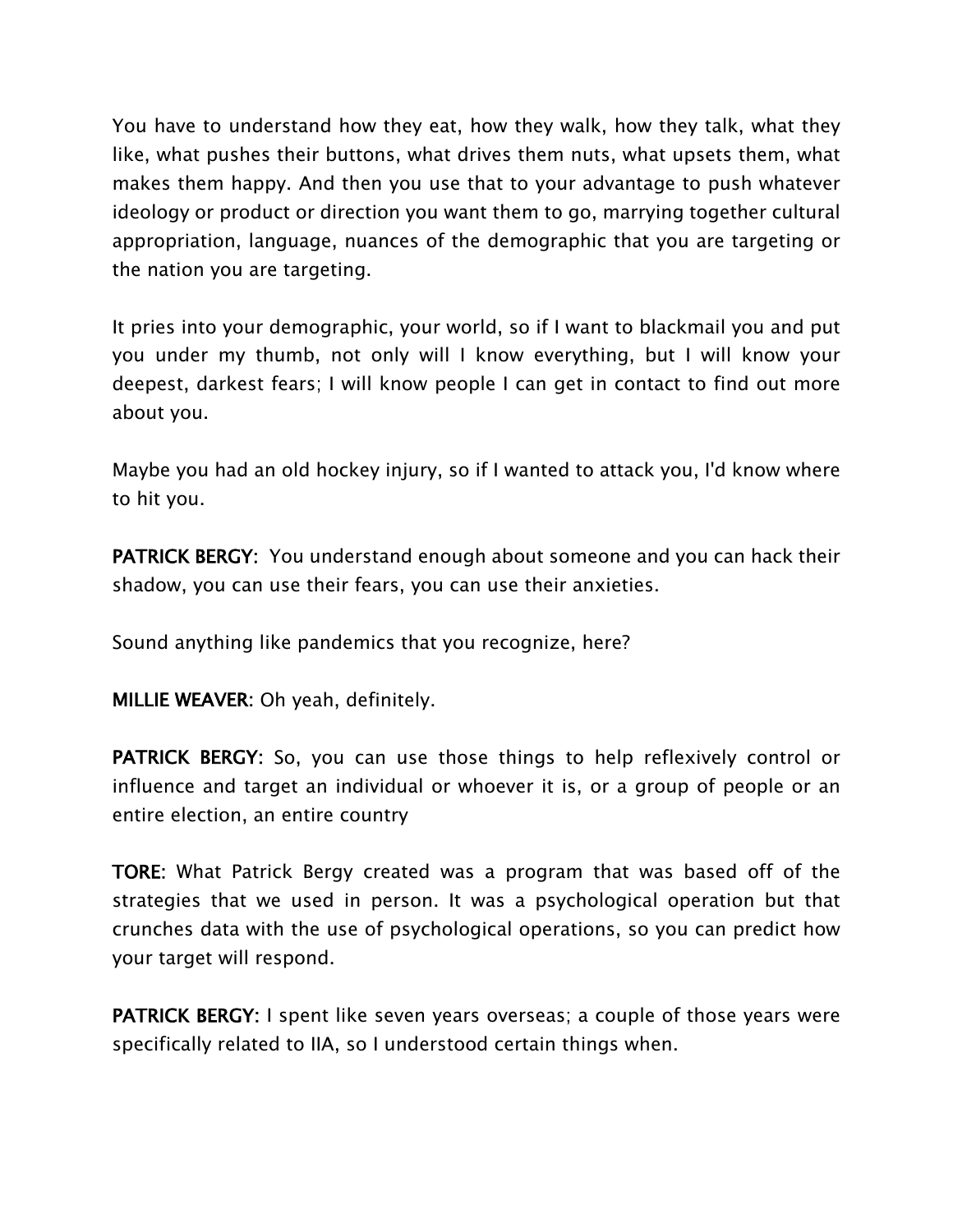You have to understand how they eat, how they walk, how they talk, what they like, what pushes their buttons, what drives them nuts, what upsets them, what makes them happy. And then you use that to your advantage to push whatever ideology or product or direction you want them to go, marrying together cultural appropriation, language, nuances of the demographic that you are targeting or the nation you are targeting.

It pries into your demographic, your world, so if I want to blackmail you and put you under my thumb, not only will I know everything, but I will know your deepest, darkest fears; I will know people I can get in contact to find out more about you.

Maybe you had an old hockey injury, so if I wanted to attack you, I'd know where to hit you.

**PATRICK BERGY:** You understand enough about someone and you can hack their shadow, you can use their fears, you can use their anxieties.

Sound anything like pandemics that you recognize, here?

**MILLIE WEAVER:** Oh yeah, definitely.

**PATRICK BERGY:** So, you can use those things to help reflexively control or influence and target an individual or whoever it is, or a group of people or an entire election, an entire country

**TORE:** What Patrick Bergy created was a program that was based off of the strategies that we used in person. It was a psychological operation but that crunches data with the use of psychological operations, so you can predict how your target will respond.

**PATRICK BERGY:** I spent like seven years overseas; a couple of those years were specifically related to IIA, so I understood certain things when.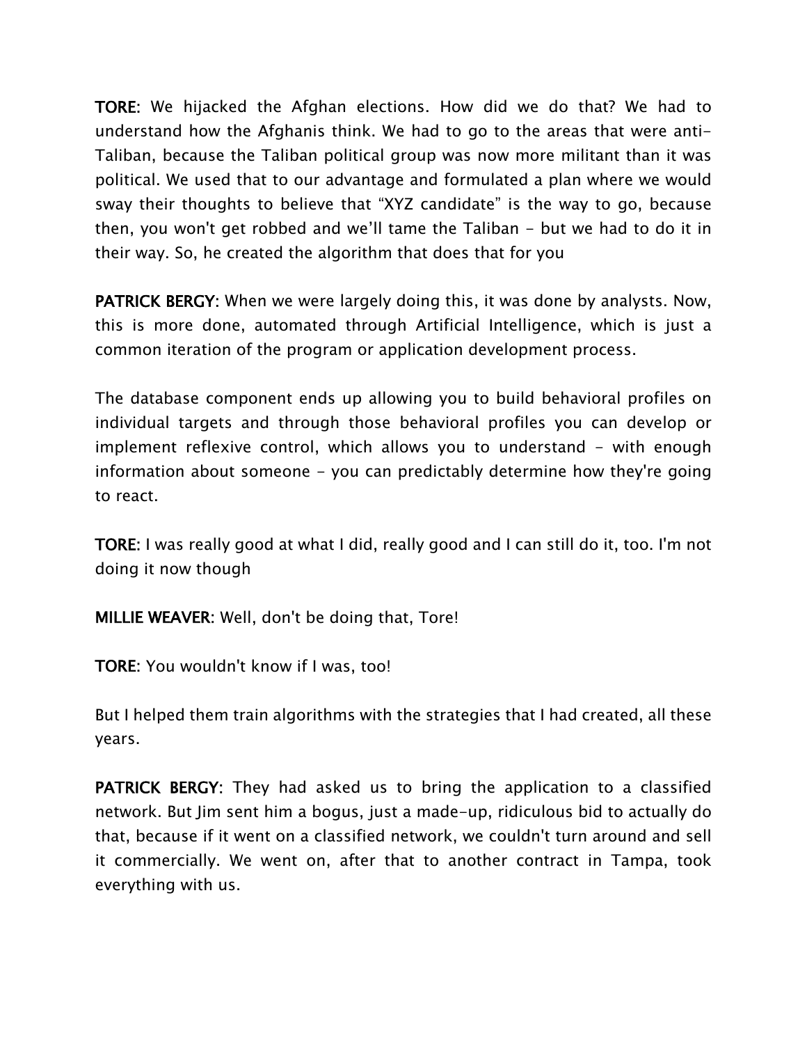**TORE**: We hijacked the Afghan elections. How did we do that? We had to understand how the Afghanis think. We had to go to the areas that were anti-Taliban, because the Taliban political group was now more militant than it was political. We used that to our advantage and formulated a plan where we would sway their thoughts to believe that "XYZ candidate" is the way to go, because then, you won't get robbed and we'll tame the Taliban - but we had to do it in their way. So, he created the algorithm that does that for you

**PATRICK BERGY**: When we were largely doing this, it was done by analysts. Now, this is more done, automated through Artificial Intelligence, which is just a common iteration of the program or application development process.

The database component ends up allowing you to build behavioral profiles on individual targets and through those behavioral profiles you can develop or implement reflexive control, which allows you to understand - with enough information about someone - you can predictably determine how they're going to react.

**TORE**: I was really good at what I did, really good and I can still do it, too. I'm not doing it now though

**MILLIE WEAVER**: Well, don't be doing that, Tore!

**TORE**: You wouldn't know if I was, too!

But I helped them train algorithms with the strategies that I had created, all these years.

**PATRICK BERGY**: They had asked us to bring the application to a classified network. But Jim sent him a bogus, just a made-up, ridiculous bid to actually do that, because if it went on a classified network, we couldn't turn around and sell it commercially. We went on, after that to another contract in Tampa, took everything with us.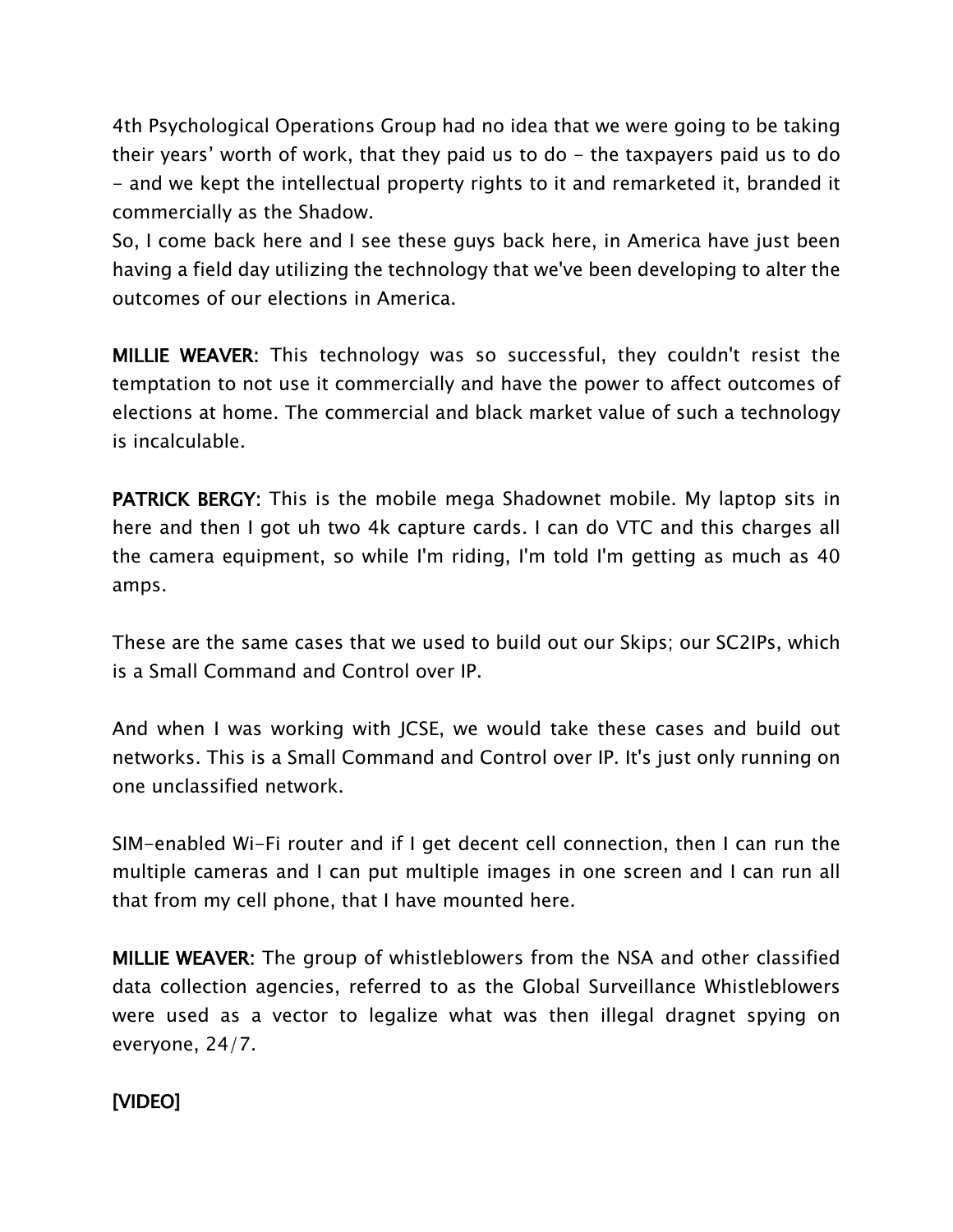4th Psychological Operations Group had no idea that we were going to be taking their years' worth of work, that they paid us to do - the taxpayers paid us to do - and we kept the intellectual property rights to it and remarketed it, branded it commercially as the Shadow.
So, I come back here and I see these guys back here, in America have just been having a field day utilizing the technology that we've been developing to alter the outcomes of our elections in America.

**MILLIE WEAVER:** This technology was so successful, they couldn't resist the temptation to not use it commercially and have the power to affect outcomes of elections at home. The commercial and black market value of such a technology is incalculable.

**PATRICK BERGY:** This is the mobile mega Shadownet mobile. My laptop sits in here and then I got uh two 4k capture cards. I can do VTC and this charges all the camera equipment, so while I'm riding, I'm told I'm getting as much as 40 amps.

These are the same cases that we used to build out our Skips; our SC2IPs, which is a Small Command and Control over IP.

And when I was working with JCSE, we would take these cases and build out networks. This is a Small Command and Control over IP. It's just only running on one unclassified network.

SIM-enabled Wi-Fi router and if I get decent cell connection, then I can run the multiple cameras and I can put multiple images in one screen and I can run all that from my cell phone, that I have mounted here.

**MILLIE WEAVER:** The group of whistleblowers from the NSA and other classified data collection agencies, referred to as the Global Surveillance Whistleblowers were used as a vector to legalize what was then illegal dragnet spying on everyone, 24/7.

**[VIDEO]**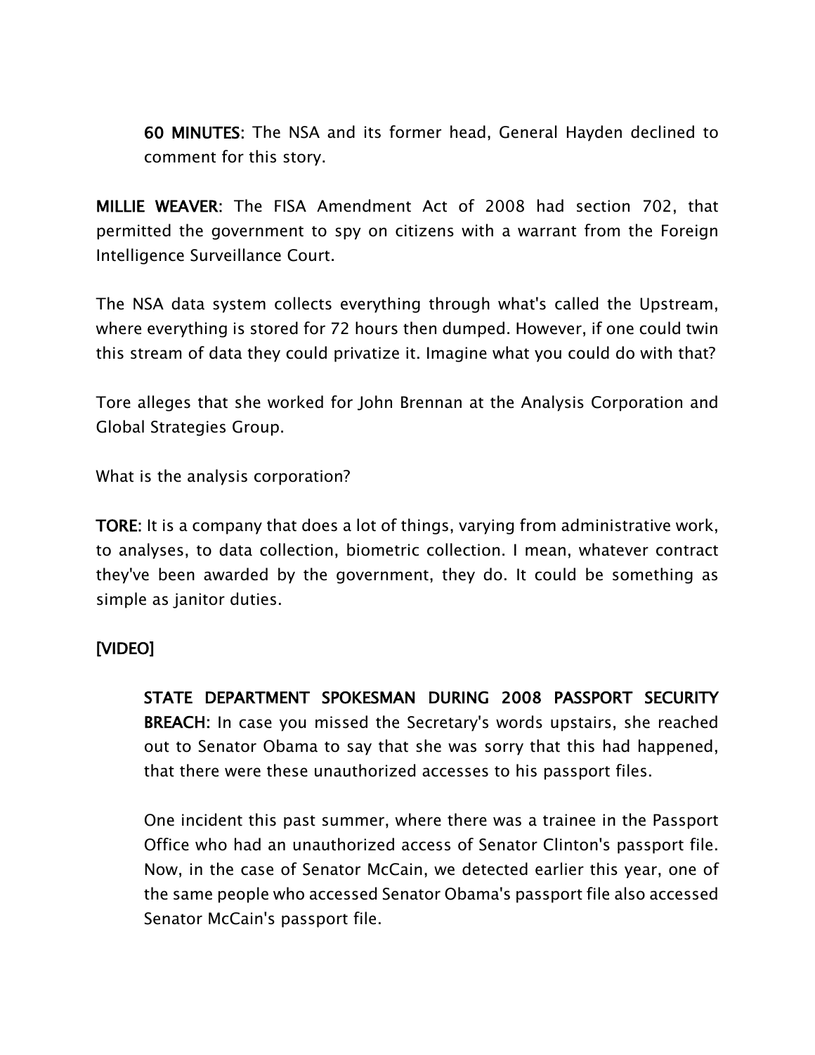> **60 MINUTES**: The NSA and its former head, General Hayden declined to comment for this story.

**MILLIE WEAVER**: The FISA Amendment Act of 2008 had section 702, that permitted the government to spy on citizens with a warrant from the Foreign Intelligence Surveillance Court.

The NSA data system collects everything through what's called the Upstream, where everything is stored for 72 hours then dumped. However, if one could twin this stream of data they could privatize it. Imagine what you could do with that?

Tore alleges that she worked for John Brennan at the Analysis Corporation and Global Strategies Group.

What is the analysis corporation?

**TORE**: It is a company that does a lot of things, varying from administrative work, to analyses, to data collection, biometric collection. I mean, whatever contract they've been awarded by the government, they do. It could be something as simple as janitor duties.

**[VIDEO]**

> **STATE DEPARTMENT SPOKESMAN DURING 2008 PASSPORT SECURITY BREACH**: In case you missed the Secretary's words upstairs, she reached out to Senator Obama to say that she was sorry that this had happened, that there were these unauthorized accesses to his passport files.
>
> One incident this past summer, where there was a trainee in the Passport Office who had an unauthorized access of Senator Clinton's passport file. Now, in the case of Senator McCain, we detected earlier this year, one of the same people who accessed Senator Obama's passport file also accessed Senator McCain's passport file.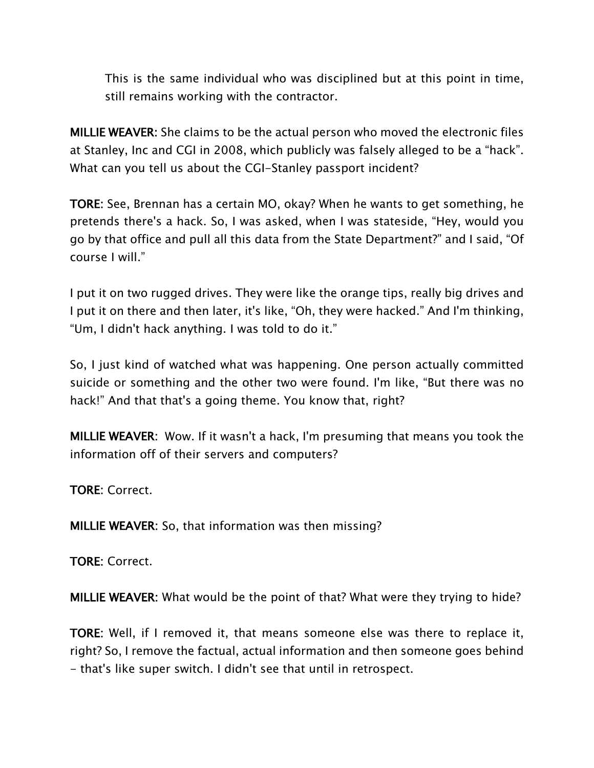This is the same individual who was disciplined but at this point in time, still remains working with the contractor.

**MILLIE WEAVER:** She claims to be the actual person who moved the electronic files at Stanley, Inc and CGI in 2008, which publicly was falsely alleged to be a "hack". What can you tell us about the CGI-Stanley passport incident?

**TORE:** See, Brennan has a certain MO, okay? When he wants to get something, he pretends there's a hack. So, I was asked, when I was stateside, "Hey, would you go by that office and pull all this data from the State Department?" and I said, "Of course I will."

I put it on two rugged drives. They were like the orange tips, really big drives and I put it on there and then later, it's like, "Oh, they were hacked." And I'm thinking, "Um, I didn't hack anything. I was told to do it."

So, I just kind of watched what was happening. One person actually committed suicide or something and the other two were found. I'm like, "But there was no hack!" And that that's a going theme. You know that, right?

**MILLIE WEAVER:** Wow. If it wasn't a hack, I'm presuming that means you took the information off of their servers and computers?

**TORE:** Correct.

**MILLIE WEAVER:** So, that information was then missing?

**TORE:** Correct.

**MILLIE WEAVER:** What would be the point of that? What were they trying to hide?

**TORE:** Well, if I removed it, that means someone else was there to replace it, right? So, I remove the factual, actual information and then someone goes behind - that's like super switch. I didn't see that until in retrospect.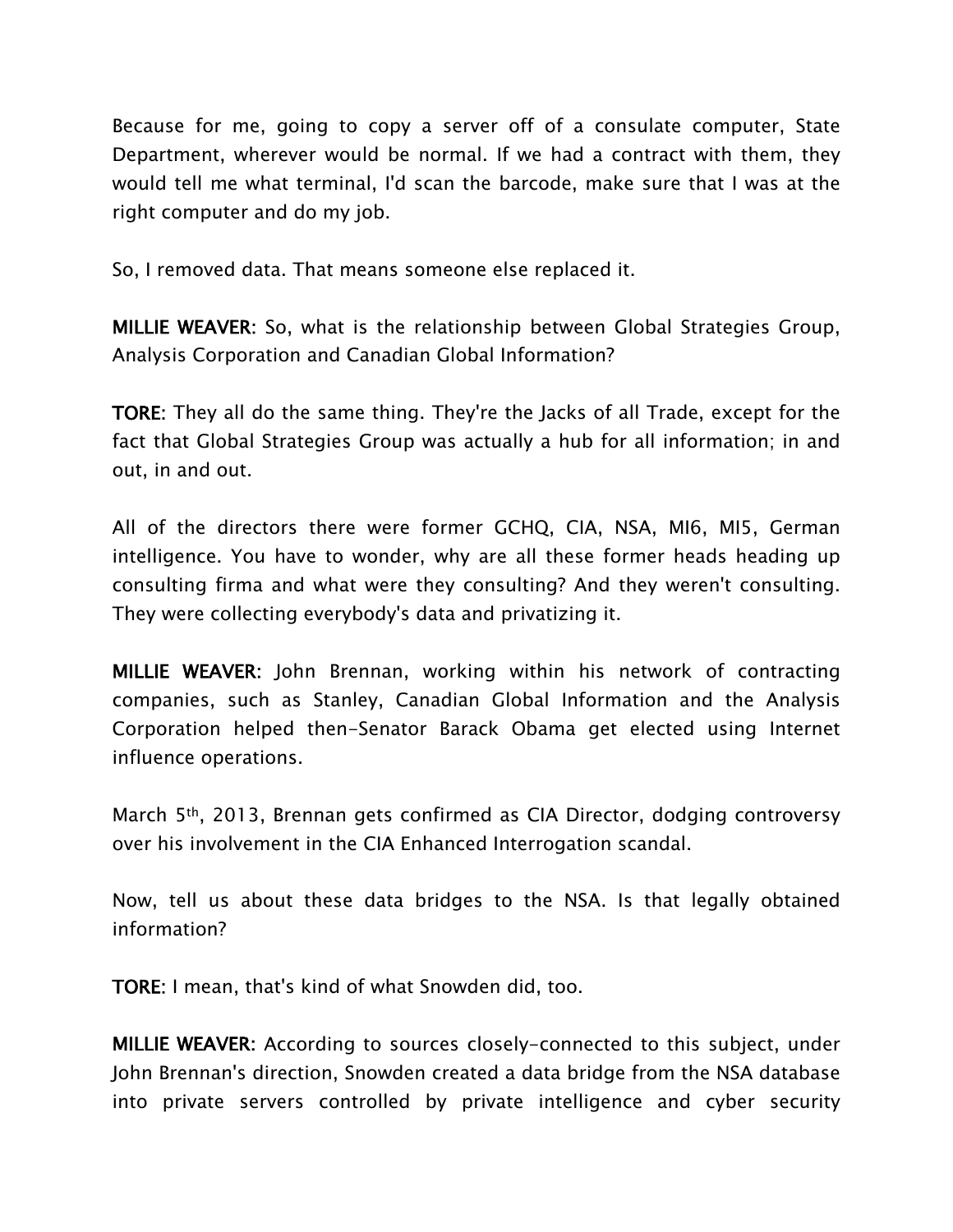Because for me, going to copy a server off of a consulate computer, State Department, wherever would be normal. If we had a contract with them, they would tell me what terminal, I'd scan the barcode, make sure that I was at the right computer and do my job.

So, I removed data. That means someone else replaced it.

**MILLIE WEAVER:** So, what is the relationship between Global Strategies Group, Analysis Corporation and Canadian Global Information?

**TORE:** They all do the same thing. They're the Jacks of all Trade, except for the fact that Global Strategies Group was actually a hub for all information; in and out, in and out.

All of the directors there were former GCHQ, CIA, NSA, MI6, MI5, German intelligence. You have to wonder, why are all these former heads heading up consulting firma and what were they consulting? And they weren't consulting. They were collecting everybody's data and privatizing it.

**MILLIE WEAVER:** John Brennan, working within his network of contracting companies, such as Stanley, Canadian Global Information and the Analysis Corporation helped then-Senator Barack Obama get elected using Internet influence operations.

March 5th, 2013, Brennan gets confirmed as CIA Director, dodging controversy over his involvement in the CIA Enhanced Interrogation scandal.

Now, tell us about these data bridges to the NSA. Is that legally obtained information?

**TORE:** I mean, that's kind of what Snowden did, too.

**MILLIE WEAVER:** According to sources closely-connected to this subject, under John Brennan's direction, Snowden created a data bridge from the NSA database into private servers controlled by private intelligence and cyber security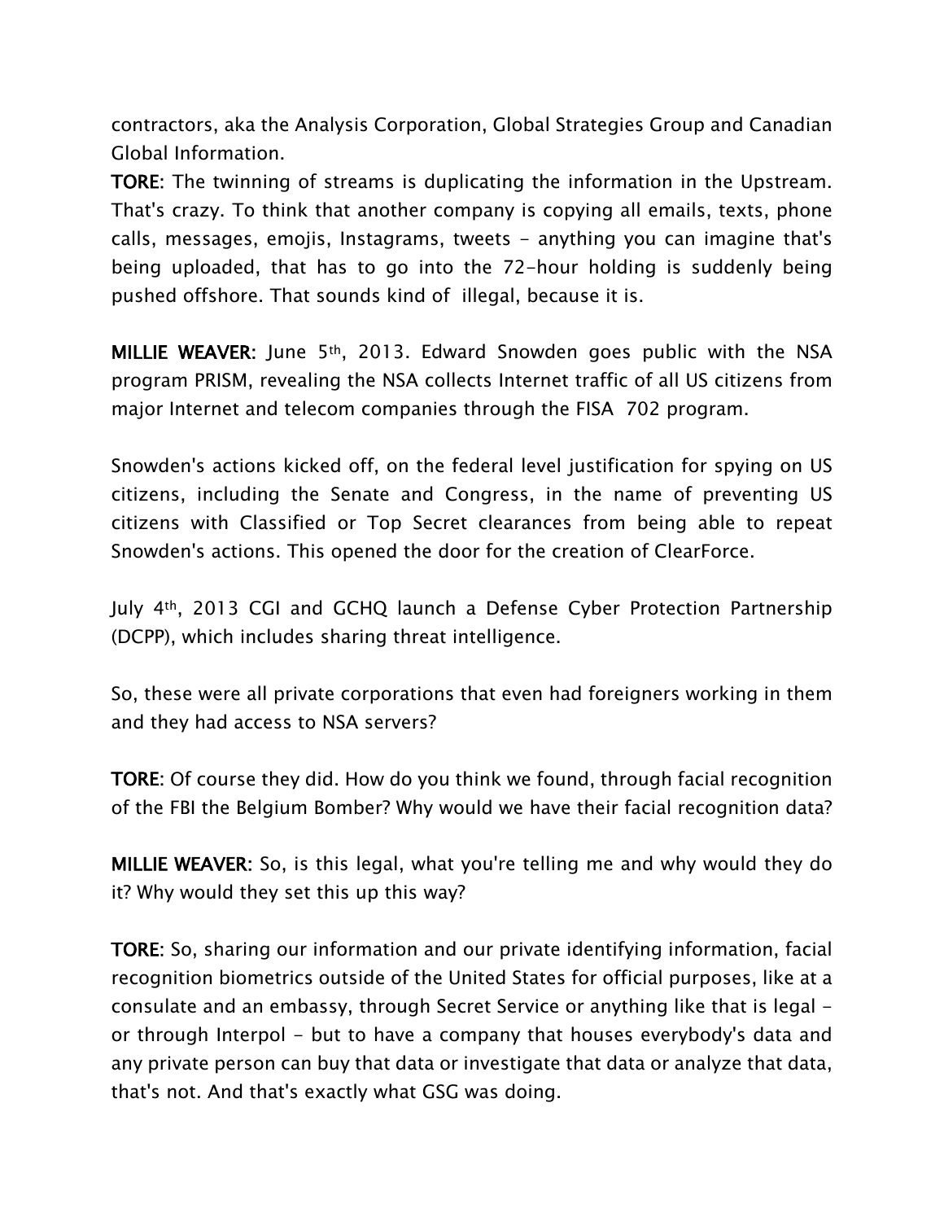contractors, aka the Analysis Corporation, Global Strategies Group and Canadian Global Information.

**TORE**: The twinning of streams is duplicating the information in the Upstream. That's crazy. To think that another company is copying all emails, texts, phone calls, messages, emojis, Instagrams, tweets - anything you can imagine that's being uploaded, that has to go into the 72-hour holding is suddenly being pushed offshore. That sounds kind of illegal, because it is.

**MILLIE WEAVER:** June 5th, 2013. Edward Snowden goes public with the NSA program PRISM, revealing the NSA collects Internet traffic of all US citizens from major Internet and telecom companies through the FISA 702 program.

Snowden's actions kicked off, on the federal level justification for spying on US citizens, including the Senate and Congress, in the name of preventing US citizens with Classified or Top Secret clearances from being able to repeat Snowden's actions. This opened the door for the creation of ClearForce.

July 4th, 2013 CGI and GCHQ launch a Defense Cyber Protection Partnership (DCPP), which includes sharing threat intelligence.

So, these were all private corporations that even had foreigners working in them and they had access to NSA servers?

**TORE**: Of course they did. How do you think we found, through facial recognition of the FBI the Belgium Bomber? Why would we have their facial recognition data?

**MILLIE WEAVER:** So, is this legal, what you're telling me and why would they do it? Why would they set this up this way?

**TORE**: So, sharing our information and our private identifying information, facial recognition biometrics outside of the United States for official purposes, like at a consulate and an embassy, through Secret Service or anything like that is legal - or through Interpol - but to have a company that houses everybody's data and any private person can buy that data or investigate that data or analyze that data, that's not. And that's exactly what GSG was doing.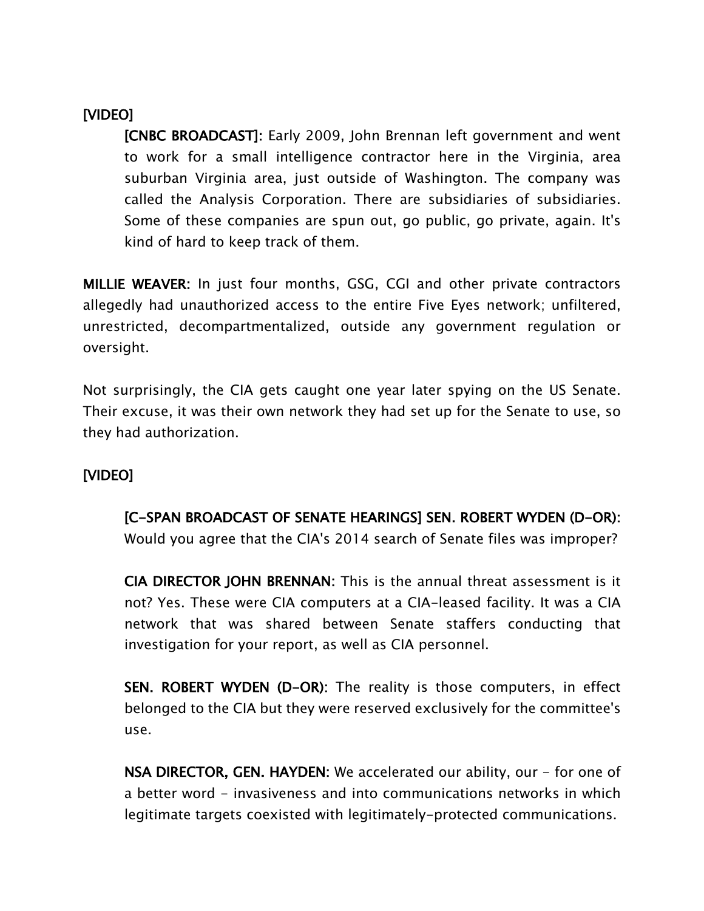**[VIDEO]**

> **[CNBC BROADCAST]:** Early 2009, John Brennan left government and went to work for a small intelligence contractor here in the Virginia, area suburban Virginia area, just outside of Washington. The company was called the Analysis Corporation. There are subsidiaries of subsidiaries. Some of these companies are spun out, go public, go private, again. It's kind of hard to keep track of them.

**MILLIE WEAVER:** In just four months, GSG, CGI and other private contractors allegedly had unauthorized access to the entire Five Eyes network; unfiltered, unrestricted, decompartmentalized, outside any government regulation or oversight.

Not surprisingly, the CIA gets caught one year later spying on the US Senate. Their excuse, it was their own network they had set up for the Senate to use, so they had authorization.

**[VIDEO]**

> **[C-SPAN BROADCAST OF SENATE HEARINGS] SEN. ROBERT WYDEN (D-OR):** Would you agree that the CIA's 2014 search of Senate files was improper?
>
> **CIA DIRECTOR JOHN BRENNAN:** This is the annual threat assessment is it not? Yes. These were CIA computers at a CIA-leased facility. It was a CIA network that was shared between Senate staffers conducting that investigation for your report, as well as CIA personnel.
>
> **SEN. ROBERT WYDEN (D-OR):** The reality is those computers, in effect belonged to the CIA but they were reserved exclusively for the committee's use.
>
> **NSA DIRECTOR, GEN. HAYDEN:** We accelerated our ability, our - for one of a better word - invasiveness and into communications networks in which legitimate targets coexisted with legitimately-protected communications.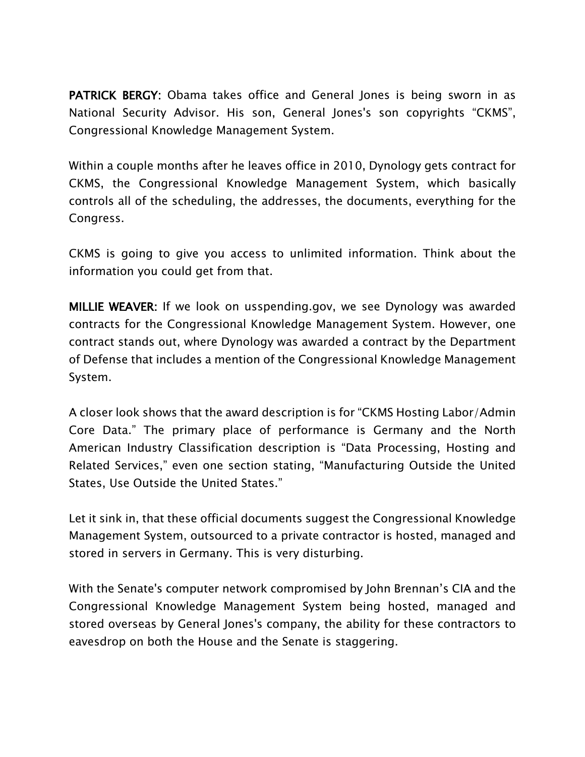**PATRICK BERGY:** Obama takes office and General Jones is being sworn in as National Security Advisor. His son, General Jones's son copyrights “CKMS”, Congressional Knowledge Management System.

Within a couple months after he leaves office in 2010, Dynology gets contract for CKMS, the Congressional Knowledge Management System, which basically controls all of the scheduling, the addresses, the documents, everything for the Congress.

CKMS is going to give you access to unlimited information. Think about the information you could get from that.

**MILLIE WEAVER:** If we look on usspending.gov, we see Dynology was awarded contracts for the Congressional Knowledge Management System. However, one contract stands out, where Dynology was awarded a contract by the Department of Defense that includes a mention of the Congressional Knowledge Management System.

A closer look shows that the award description is for “CKMS Hosting Labor/Admin Core Data.” The primary place of performance is Germany and the North American Industry Classification description is “Data Processing, Hosting and Related Services,” even one section stating, “Manufacturing Outside the United States, Use Outside the United States.”

Let it sink in, that these official documents suggest the Congressional Knowledge Management System, outsourced to a private contractor is hosted, managed and stored in servers in Germany. This is very disturbing.

With the Senate's computer network compromised by John Brennan’s CIA and the Congressional Knowledge Management System being hosted, managed and stored overseas by General Jones's company, the ability for these contractors to eavesdrop on both the House and the Senate is staggering.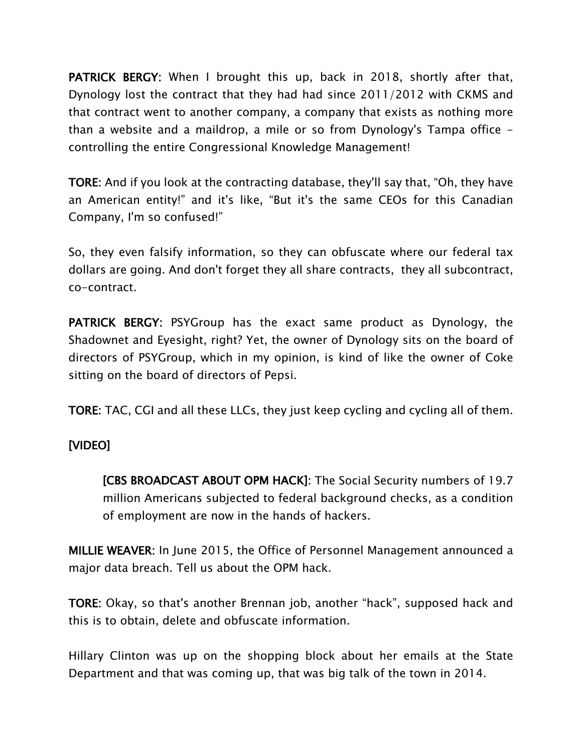**PATRICK BERGY**: When I brought this up, back in 2018, shortly after that, Dynology lost the contract that they had had since 2011/2012 with CKMS and that contract went to another company, a company that exists as nothing more than a website and a maildrop, a mile or so from Dynology's Tampa office - controlling the entire Congressional Knowledge Management!

**TORE**: And if you look at the contracting database, they'll say that, "Oh, they have an American entity!" and it's like, "But it's the same CEOs for this Canadian Company, I'm so confused!"

So, they even falsify information, so they can obfuscate where our federal tax dollars are going. And don't forget they all share contracts, they all subcontract, co-contract.

**PATRICK BERGY**: PSYGroup has the exact same product as Dynology, the Shadownet and Eyesight, right? Yet, the owner of Dynology sits on the board of directors of PSYGroup, which in my opinion, is kind of like the owner of Coke sitting on the board of directors of Pepsi.

**TORE**: TAC, CGI and all these LLCs, they just keep cycling and cycling all of them.

**[VIDEO]**

> **[CBS BROADCAST ABOUT OPM HACK]**: The Social Security numbers of 19.7 million Americans subjected to federal background checks, as a condition of employment are now in the hands of hackers.

**MILLIE WEAVER**: In June 2015, the Office of Personnel Management announced a major data breach. Tell us about the OPM hack.

**TORE**: Okay, so that's another Brennan job, another "hack", supposed hack and this is to obtain, delete and obfuscate information.

Hillary Clinton was up on the shopping block about her emails at the State Department and that was coming up, that was big talk of the town in 2014.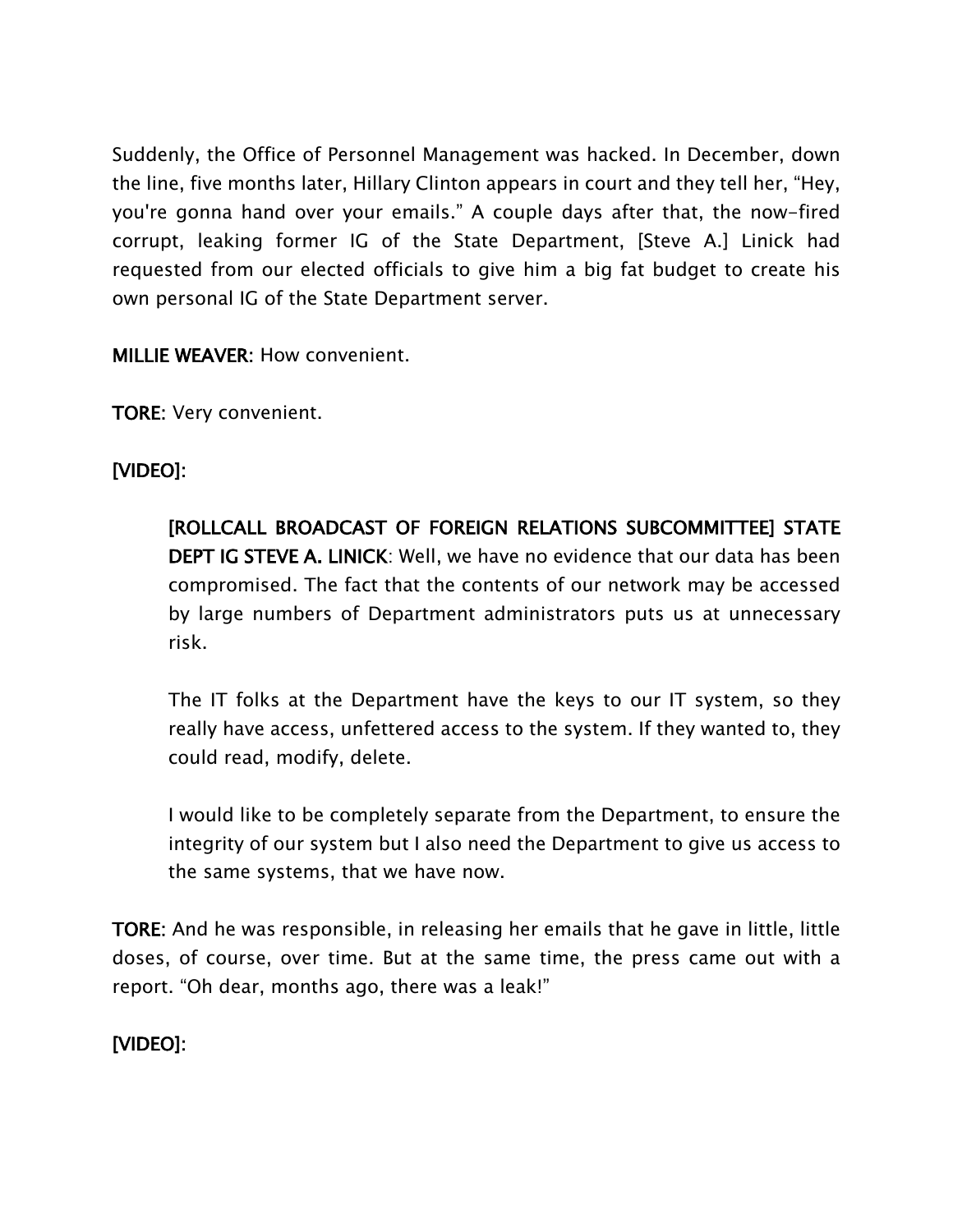Suddenly, the Office of Personnel Management was hacked. In December, down the line, five months later, Hillary Clinton appears in court and they tell her, “Hey, you're gonna hand over your emails.” A couple days after that, the now-fired corrupt, leaking former IG of the State Department, [Steve A.] Linick had requested from our elected officials to give him a big fat budget to create his own personal IG of the State Department server.

**MILLIE WEAVER**: How convenient.

**TORE**: Very convenient.

**[VIDEO]**:

> **[ROLLCALL BROADCAST OF FOREIGN RELATIONS SUBCOMMITTEE] STATE DEPT IG STEVE A. LINICK**: Well, we have no evidence that our data has been compromised. The fact that the contents of our network may be accessed by large numbers of Department administrators puts us at unnecessary risk.
>
> The IT folks at the Department have the keys to our IT system, so they really have access, unfettered access to the system. If they wanted to, they could read, modify, delete.
>
> I would like to be completely separate from the Department, to ensure the integrity of our system but I also need the Department to give us access to the same systems, that we have now.

**TORE**: And he was responsible, in releasing her emails that he gave in little, little doses, of course, over time. But at the same time, the press came out with a report. “Oh dear, months ago, there was a leak!”

**[VIDEO]**: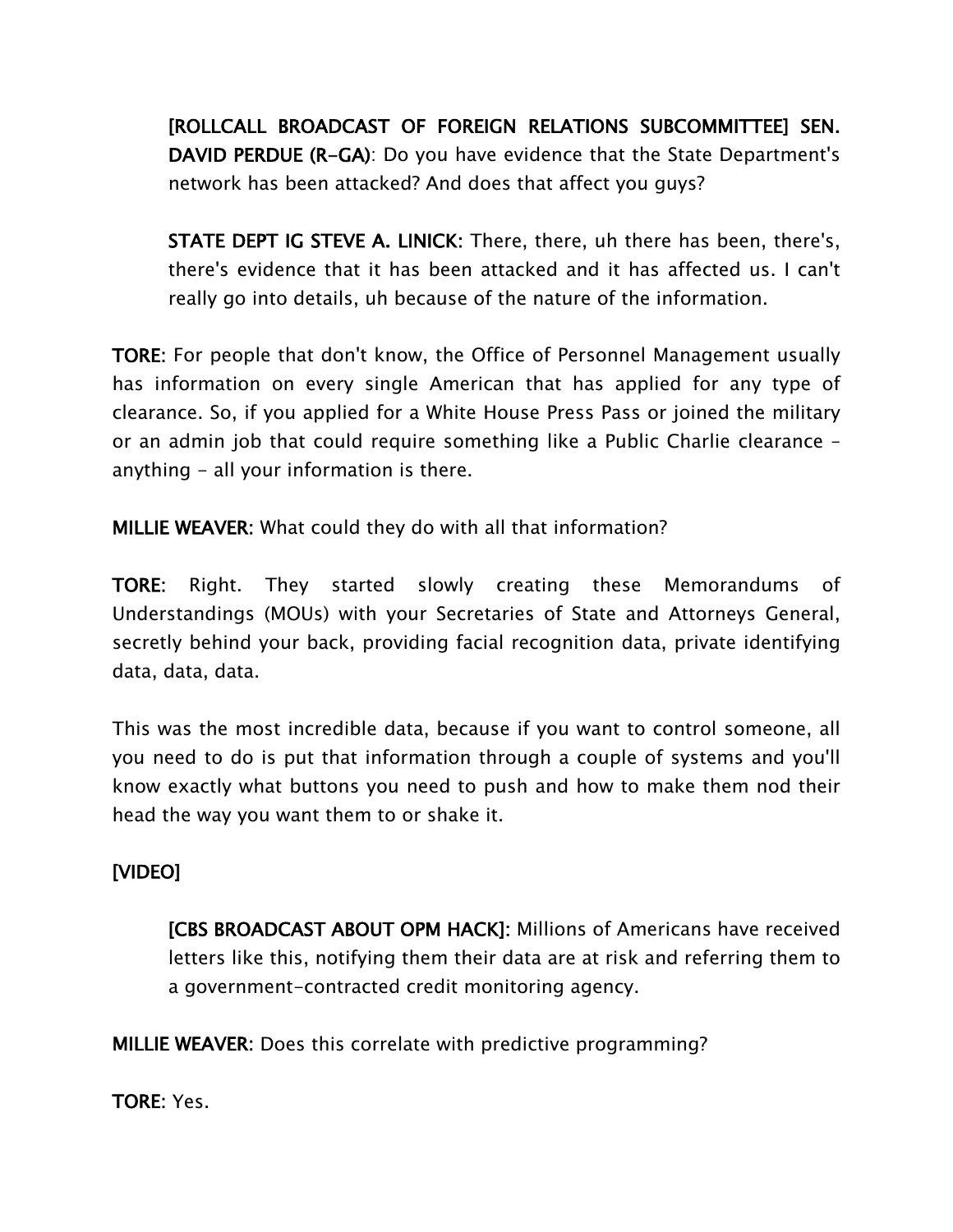> **[ROLLCALL BROADCAST OF FOREIGN RELATIONS SUBCOMMITTEE] SEN. DAVID PERDUE (R-GA)**: Do you have evidence that the State Department's network has been attacked? And does that affect you guys?
>
> **STATE DEPT IG STEVE A. LINICK:** There, there, uh there has been, there's, there's evidence that it has been attacked and it has affected us. I can't really go into details, uh because of the nature of the information.

**TORE:** For people that don't know, the Office of Personnel Management usually has information on every single American that has applied for any type of clearance. So, if you applied for a White House Press Pass or joined the military or an admin job that could require something like a Public Charlie clearance – anything – all your information is there.

**MILLIE WEAVER:** What could they do with all that information?

**TORE:** Right. They started slowly creating these Memorandums of Understandings (MOUs) with your Secretaries of State and Attorneys General, secretly behind your back, providing facial recognition data, private identifying data, data, data.

This was the most incredible data, because if you want to control someone, all you need to do is put that information through a couple of systems and you'll know exactly what buttons you need to push and how to make them nod their head the way you want them to or shake it.

**[VIDEO]**

> **[CBS BROADCAST ABOUT OPM HACK]:** Millions of Americans have received letters like this, notifying them their data are at risk and referring them to a government-contracted credit monitoring agency.

**MILLIE WEAVER:** Does this correlate with predictive programming?

**TORE:** Yes.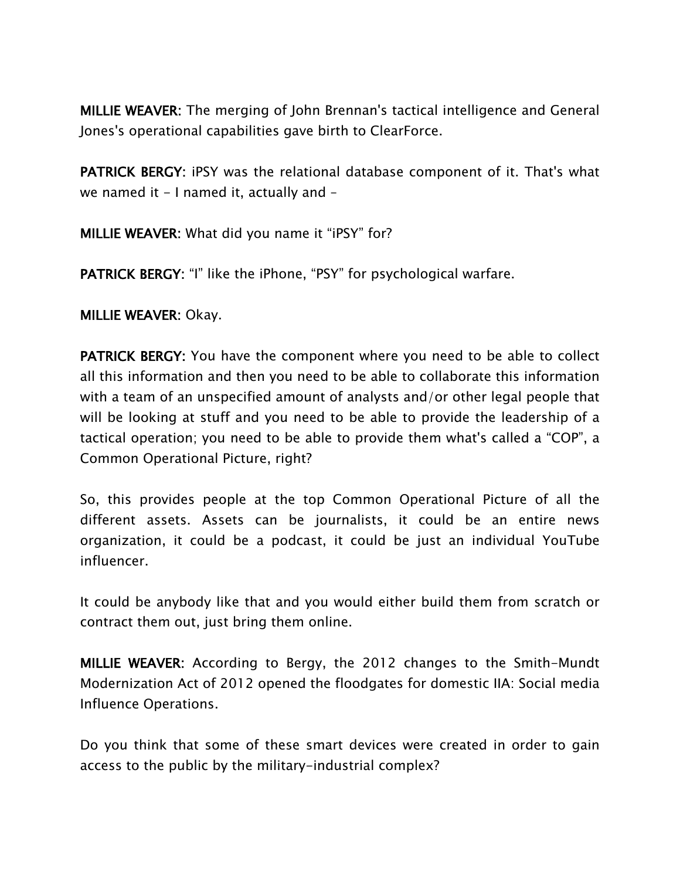**MILLIE WEAVER:** The merging of John Brennan's tactical intelligence and General Jones's operational capabilities gave birth to ClearForce.

**PATRICK BERGY:** iPSY was the relational database component of it. That's what we named it - I named it, actually and –

**MILLIE WEAVER:** What did you name it "iPSY" for?

**PATRICK BERGY:** "I" like the iPhone, "PSY" for psychological warfare.

**MILLIE WEAVER:** Okay.

**PATRICK BERGY:** You have the component where you need to be able to collect all this information and then you need to be able to collaborate this information with a team of an unspecified amount of analysts and/or other legal people that will be looking at stuff and you need to be able to provide the leadership of a tactical operation; you need to be able to provide them what's called a "COP", a Common Operational Picture, right?

So, this provides people at the top Common Operational Picture of all the different assets. Assets can be journalists, it could be an entire news organization, it could be a podcast, it could be just an individual YouTube influencer.

It could be anybody like that and you would either build them from scratch or contract them out, just bring them online.

**MILLIE WEAVER:** According to Bergy, the 2012 changes to the Smith-Mundt Modernization Act of 2012 opened the floodgates for domestic IIA: Social media Influence Operations.

Do you think that some of these smart devices were created in order to gain access to the public by the military-industrial complex?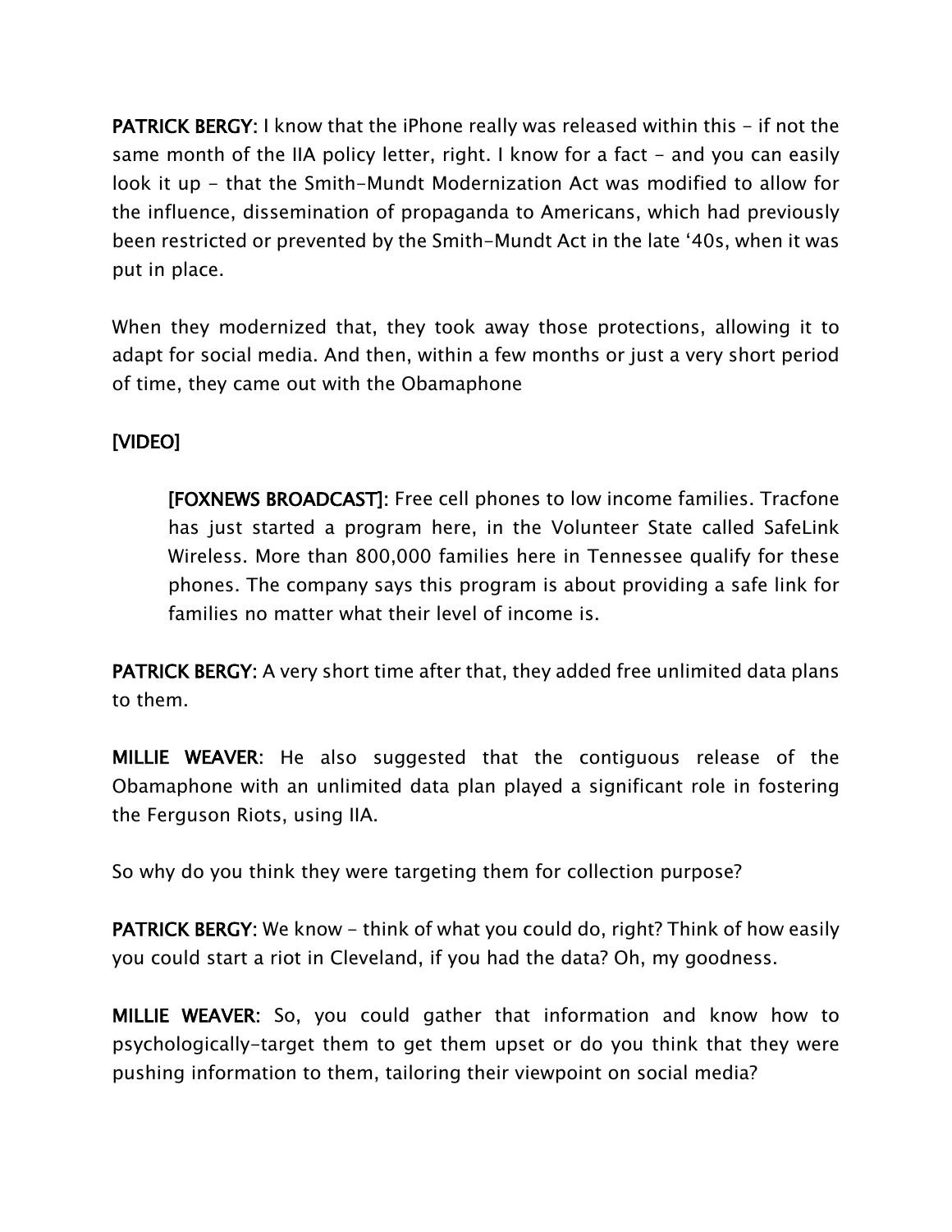**PATRICK BERGY:** I know that the iPhone really was released within this - if not the same month of the IIA policy letter, right. I know for a fact - and you can easily look it up - that the Smith-Mundt Modernization Act was modified to allow for the influence, dissemination of propaganda to Americans, which had previously been restricted or prevented by the Smith-Mundt Act in the late '40s, when it was put in place.

When they modernized that, they took away those protections, allowing it to adapt for social media. And then, within a few months or just a very short period of time, they came out with the Obamaphone

**[VIDEO]**

> **[FOXNEWS BROADCAST]:** Free cell phones to low income families. Tracfone has just started a program here, in the Volunteer State called SafeLink Wireless. More than 800,000 families here in Tennessee qualify for these phones. The company says this program is about providing a safe link for families no matter what their level of income is.

**PATRICK BERGY:** A very short time after that, they added free unlimited data plans to them.

**MILLIE WEAVER:** He also suggested that the contiguous release of the Obamaphone with an unlimited data plan played a significant role in fostering the Ferguson Riots, using IIA.

So why do you think they were targeting them for collection purpose?

**PATRICK BERGY:** We know - think of what you could do, right? Think of how easily you could start a riot in Cleveland, if you had the data? Oh, my goodness.

**MILLIE WEAVER:** So, you could gather that information and know how to psychologically-target them to get them upset or do you think that they were pushing information to them, tailoring their viewpoint on social media?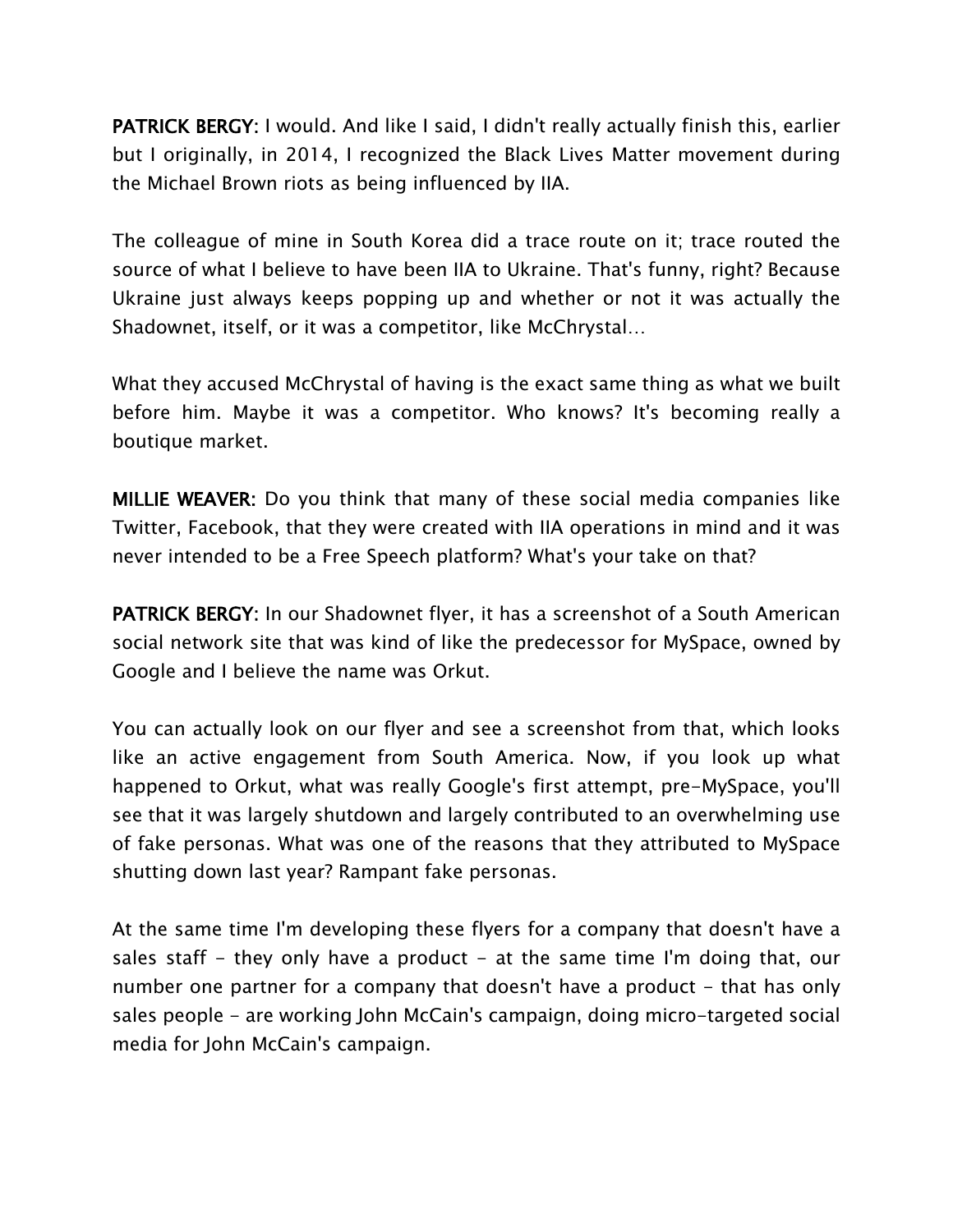**PATRICK BERGY:** I would. And like I said, I didn't really actually finish this, earlier but I originally, in 2014, I recognized the Black Lives Matter movement during the Michael Brown riots as being influenced by IIA.

The colleague of mine in South Korea did a trace route on it; trace routed the source of what I believe to have been IIA to Ukraine. That's funny, right? Because Ukraine just always keeps popping up and whether or not it was actually the Shadownet, itself, or it was a competitor, like McChrystal…

What they accused McChrystal of having is the exact same thing as what we built before him. Maybe it was a competitor. Who knows? It's becoming really a boutique market.

**MILLIE WEAVER:** Do you think that many of these social media companies like Twitter, Facebook, that they were created with IIA operations in mind and it was never intended to be a Free Speech platform? What's your take on that?

**PATRICK BERGY:** In our Shadownet flyer, it has a screenshot of a South American social network site that was kind of like the predecessor for MySpace, owned by Google and I believe the name was Orkut.

You can actually look on our flyer and see a screenshot from that, which looks like an active engagement from South America. Now, if you look up what happened to Orkut, what was really Google's first attempt, pre-MySpace, you'll see that it was largely shutdown and largely contributed to an overwhelming use of fake personas. What was one of the reasons that they attributed to MySpace shutting down last year? Rampant fake personas.

At the same time I'm developing these flyers for a company that doesn't have a sales staff - they only have a product - at the same time I'm doing that, our number one partner for a company that doesn't have a product - that has only sales people - are working John McCain's campaign, doing micro-targeted social media for John McCain's campaign.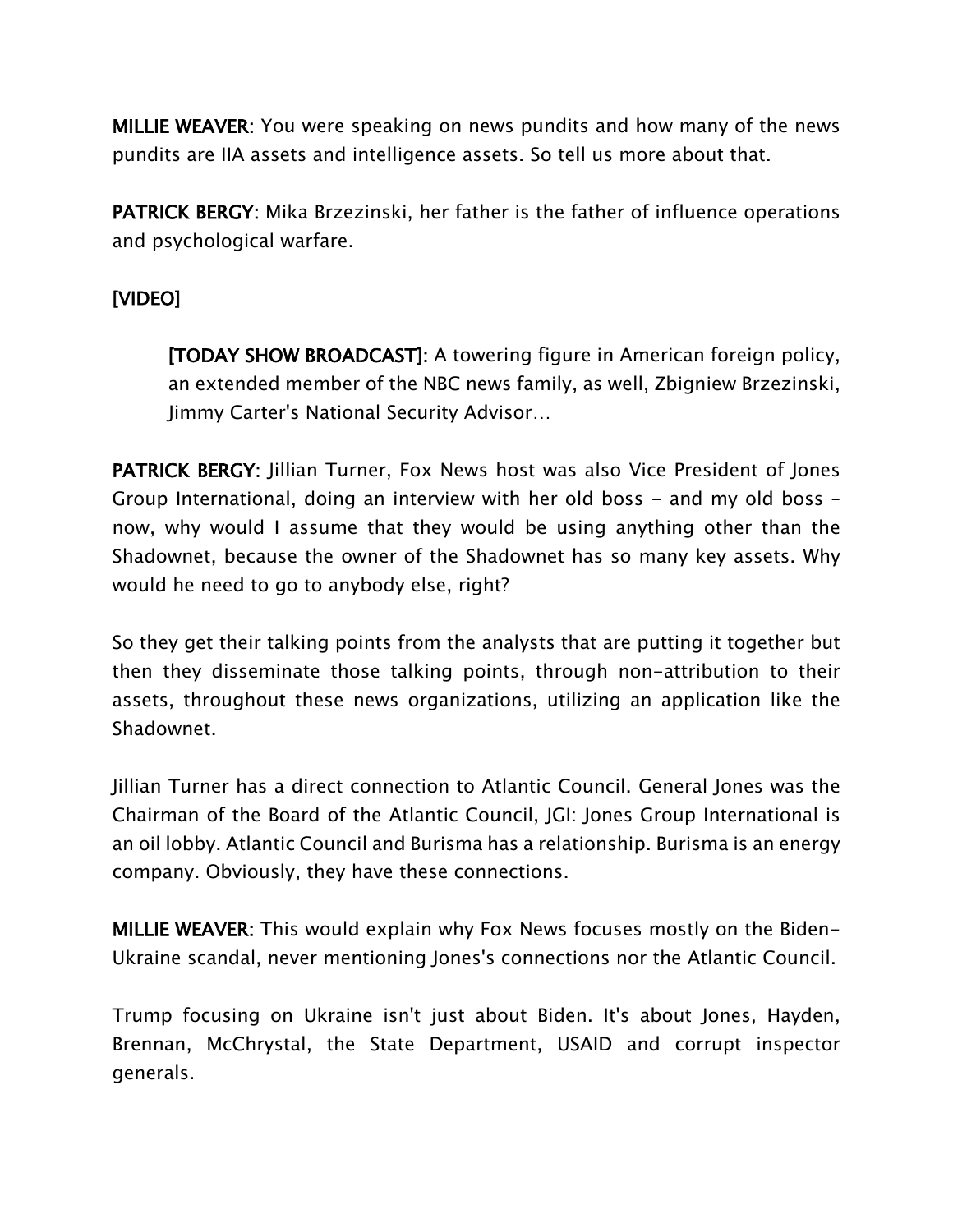**MILLIE WEAVER:** You were speaking on news pundits and how many of the news pundits are IIA assets and intelligence assets. So tell us more about that.

**PATRICK BERGY:** Mika Brzezinski, her father is the father of influence operations and psychological warfare.

**[VIDEO]**

> **[TODAY SHOW BROADCAST]:** A towering figure in American foreign policy, an extended member of the NBC news family, as well, Zbigniew Brzezinski, Jimmy Carter's National Security Advisor…

**PATRICK BERGY:** Jillian Turner, Fox News host was also Vice President of Jones Group International, doing an interview with her old boss - and my old boss – now, why would I assume that they would be using anything other than the Shadownet, because the owner of the Shadownet has so many key assets. Why would he need to go to anybody else, right?

So they get their talking points from the analysts that are putting it together but then they disseminate those talking points, through non-attribution to their assets, throughout these news organizations, utilizing an application like the Shadownet.

Jillian Turner has a direct connection to Atlantic Council. General Jones was the Chairman of the Board of the Atlantic Council, JGI: Jones Group International is an oil lobby. Atlantic Council and Burisma has a relationship. Burisma is an energy company. Obviously, they have these connections.

**MILLIE WEAVER:** This would explain why Fox News focuses mostly on the Biden-Ukraine scandal, never mentioning Jones's connections nor the Atlantic Council.

Trump focusing on Ukraine isn't just about Biden. It's about Jones, Hayden, Brennan, McChrystal, the State Department, USAID and corrupt inspector generals.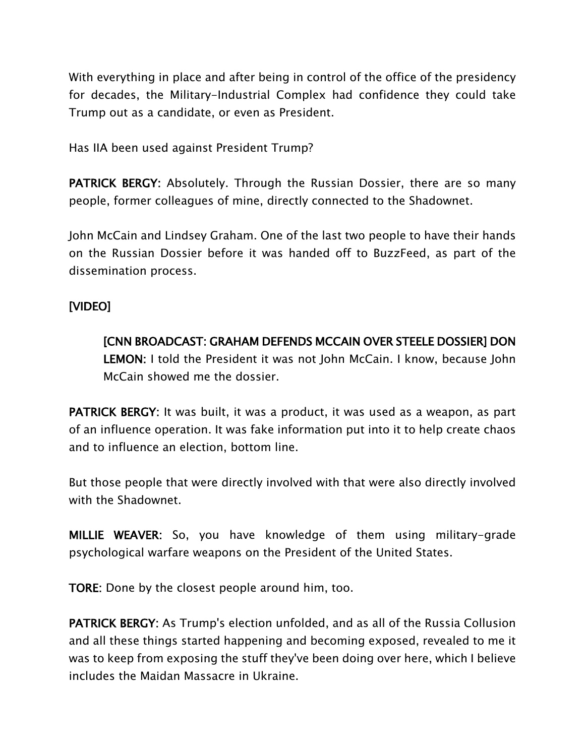With everything in place and after being in control of the office of the presidency for decades, the Military-Industrial Complex had confidence they could take Trump out as a candidate, or even as President.

Has IIA been used against President Trump?

**PATRICK BERGY:** Absolutely. Through the Russian Dossier, there are so many people, former colleagues of mine, directly connected to the Shadownet.

John McCain and Lindsey Graham. One of the last two people to have their hands on the Russian Dossier before it was handed off to BuzzFeed, as part of the dissemination process.

**[VIDEO]**

> **[CNN BROADCAST: GRAHAM DEFENDS MCCAIN OVER STEELE DOSSIER] DON LEMON:** I told the President it was not John McCain. I know, because John McCain showed me the dossier.

**PATRICK BERGY:** It was built, it was a product, it was used as a weapon, as part of an influence operation. It was fake information put into it to help create chaos and to influence an election, bottom line.

But those people that were directly involved with that were also directly involved with the Shadownet.

**MILLIE WEAVER:** So, you have knowledge of them using military-grade psychological warfare weapons on the President of the United States.

**TORE:** Done by the closest people around him, too.

**PATRICK BERGY:** As Trump's election unfolded, and as all of the Russia Collusion and all these things started happening and becoming exposed, revealed to me it was to keep from exposing the stuff they've been doing over here, which I believe includes the Maidan Massacre in Ukraine.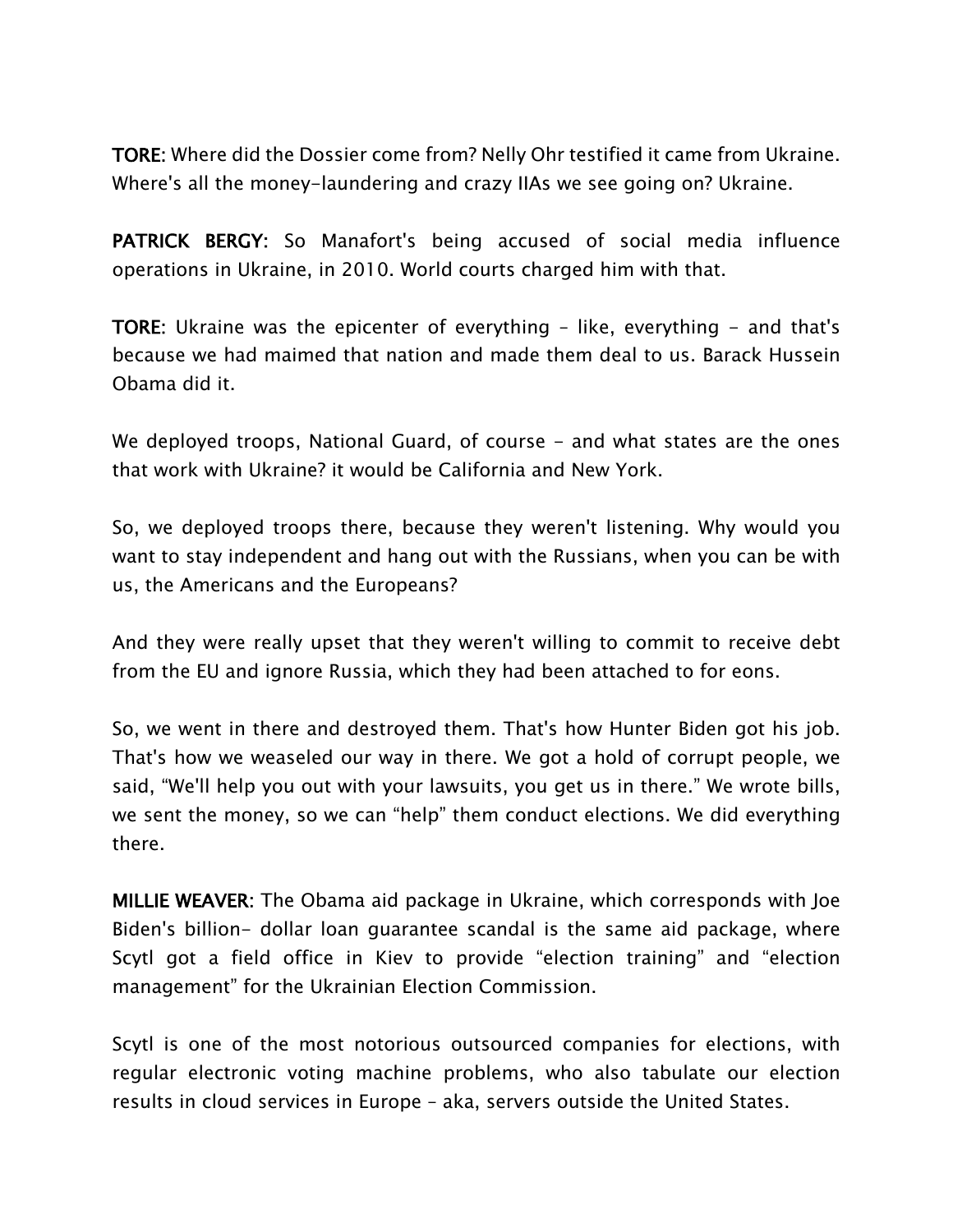**TORE:** Where did the Dossier come from? Nelly Ohr testified it came from Ukraine. Where's all the money-laundering and crazy IIAs we see going on? Ukraine.

**PATRICK BERGY:** So Manafort's being accused of social media influence operations in Ukraine, in 2010. World courts charged him with that.

**TORE:** Ukraine was the epicenter of everything – like, everything – and that's because we had maimed that nation and made them deal to us. Barack Hussein Obama did it.

We deployed troops, National Guard, of course - and what states are the ones that work with Ukraine? it would be California and New York.

So, we deployed troops there, because they weren't listening. Why would you want to stay independent and hang out with the Russians, when you can be with us, the Americans and the Europeans?

And they were really upset that they weren't willing to commit to receive debt from the EU and ignore Russia, which they had been attached to for eons.

So, we went in there and destroyed them. That's how Hunter Biden got his job. That's how we weaseled our way in there. We got a hold of corrupt people, we said, "We'll help you out with your lawsuits, you get us in there." We wrote bills, we sent the money, so we can "help" them conduct elections. We did everything there.

**MILLIE WEAVER:** The Obama aid package in Ukraine, which corresponds with Joe Biden's billion- dollar loan guarantee scandal is the same aid package, where Scytl got a field office in Kiev to provide "election training" and "election management" for the Ukrainian Election Commission.

Scytl is one of the most notorious outsourced companies for elections, with regular electronic voting machine problems, who also tabulate our election results in cloud services in Europe – aka, servers outside the United States.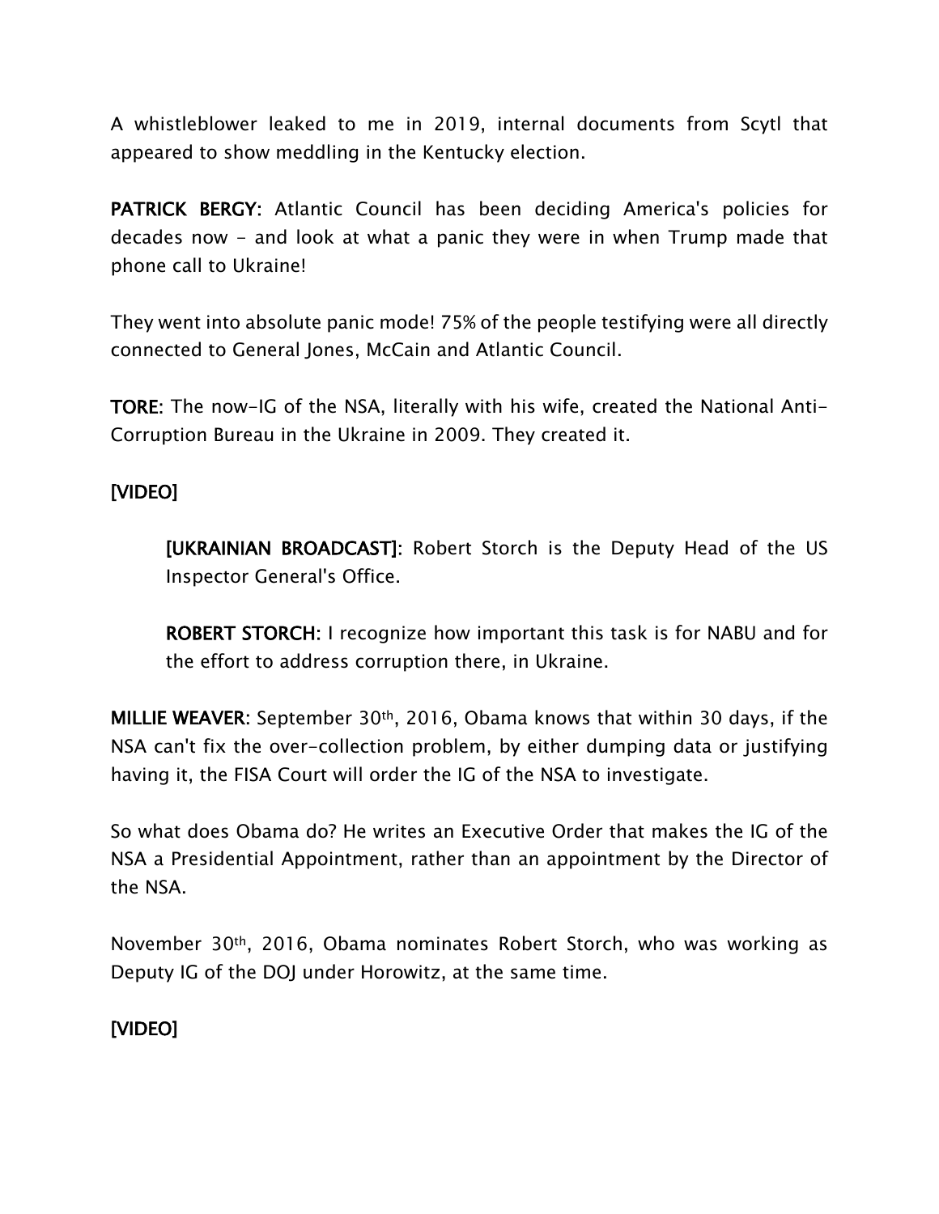A whistleblower leaked to me in 2019, internal documents from Scytl that appeared to show meddling in the Kentucky election.

**PATRICK BERGY:** Atlantic Council has been deciding America's policies for decades now - and look at what a panic they were in when Trump made that phone call to Ukraine!

They went into absolute panic mode! 75% of the people testifying were all directly connected to General Jones, McCain and Atlantic Council.

**TORE:** The now-IG of the NSA, literally with his wife, created the National Anti-Corruption Bureau in the Ukraine in 2009. They created it.

**[VIDEO]**

> **[UKRAINIAN BROADCAST]:** Robert Storch is the Deputy Head of the US Inspector General's Office.
>
> **ROBERT STORCH:** I recognize how important this task is for NABU and for the effort to address corruption there, in Ukraine.

**MILLIE WEAVER:** September 30th, 2016, Obama knows that within 30 days, if the NSA can't fix the over-collection problem, by either dumping data or justifying having it, the FISA Court will order the IG of the NSA to investigate.

So what does Obama do? He writes an Executive Order that makes the IG of the NSA a Presidential Appointment, rather than an appointment by the Director of the NSA.

November 30th, 2016, Obama nominates Robert Storch, who was working as Deputy IG of the DOJ under Horowitz, at the same time.

**[VIDEO]**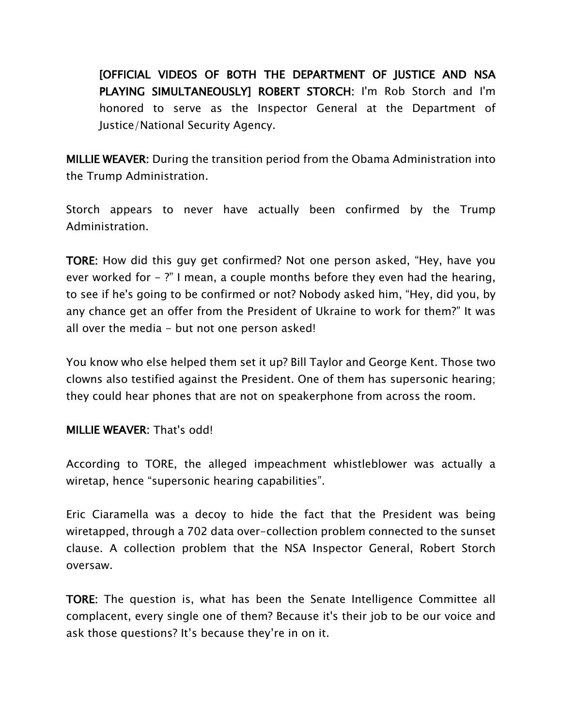> **[OFFICIAL VIDEOS OF BOTH THE DEPARTMENT OF JUSTICE AND NSA PLAYING SIMULTANEOUSLY] ROBERT STORCH:** I'm Rob Storch and I'm honored to serve as the Inspector General at the Department of Justice/National Security Agency.

**MILLIE WEAVER:** During the transition period from the Obama Administration into the Trump Administration.

Storch appears to never have actually been confirmed by the Trump Administration.

**TORE:** How did this guy get confirmed? Not one person asked, "Hey, have you ever worked for - ?" I mean, a couple months before they even had the hearing, to see if he's going to be confirmed or not? Nobody asked him, "Hey, did you, by any chance get an offer from the President of Ukraine to work for them?" It was all over the media - but not one person asked!

You know who else helped them set it up? Bill Taylor and George Kent. Those two clowns also testified against the President. One of them has supersonic hearing; they could hear phones that are not on speakerphone from across the room.

**MILLIE WEAVER:** That's odd!

According to TORE, the alleged impeachment whistleblower was actually a wiretap, hence "supersonic hearing capabilities".

Eric Ciaramella was a decoy to hide the fact that the President was being wiretapped, through a 702 data over-collection problem connected to the sunset clause. A collection problem that the NSA Inspector General, Robert Storch oversaw.

**TORE:** The question is, what has been the Senate Intelligence Committee all complacent, every single one of them? Because it's their job to be our voice and ask those questions? It's because they're in on it.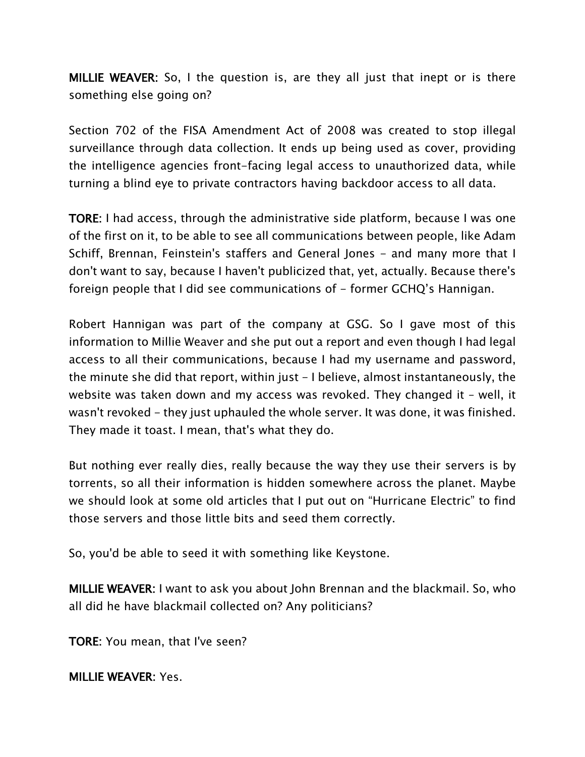**MILLIE WEAVER:** So, I the question is, are they all just that inept or is there something else going on?

Section 702 of the FISA Amendment Act of 2008 was created to stop illegal surveillance through data collection. It ends up being used as cover, providing the intelligence agencies front-facing legal access to unauthorized data, while turning a blind eye to private contractors having backdoor access to all data.

**TORE:** I had access, through the administrative side platform, because I was one of the first on it, to be able to see all communications between people, like Adam Schiff, Brennan, Feinstein's staffers and General Jones - and many more that I don't want to say, because I haven't publicized that, yet, actually. Because there's foreign people that I did see communications of - former GCHQ's Hannigan.

Robert Hannigan was part of the company at GSG. So I gave most of this information to Millie Weaver and she put out a report and even though I had legal access to all their communications, because I had my username and password, the minute she did that report, within just - I believe, almost instantaneously, the website was taken down and my access was revoked. They changed it - well, it wasn't revoked - they just uphauled the whole server. It was done, it was finished. They made it toast. I mean, that's what they do.

But nothing ever really dies, really because the way they use their servers is by torrents, so all their information is hidden somewhere across the planet. Maybe we should look at some old articles that I put out on “Hurricane Electric” to find those servers and those little bits and seed them correctly.

So, you'd be able to seed it with something like Keystone.

**MILLIE WEAVER:** I want to ask you about John Brennan and the blackmail. So, who all did he have blackmail collected on? Any politicians?

**TORE:** You mean, that I've seen?

**MILLIE WEAVER:** Yes.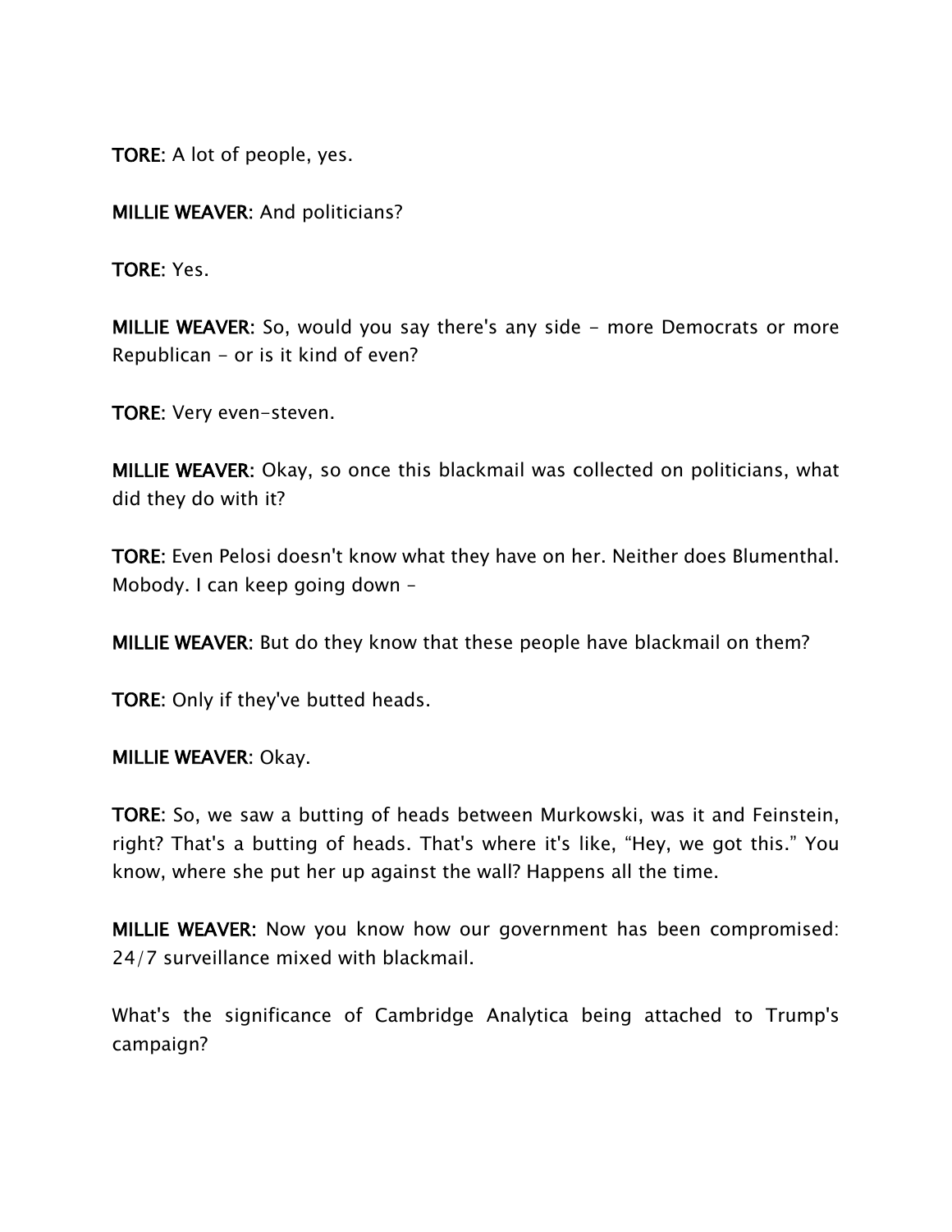**TORE:** A lot of people, yes.

**MILLIE WEAVER:** And politicians?

**TORE:** Yes.

**MILLIE WEAVER:** So, would you say there's any side - more Democrats or more Republican - or is it kind of even?

**TORE:** Very even-steven.

**MILLIE WEAVER:** Okay, so once this blackmail was collected on politicians, what did they do with it?

**TORE:** Even Pelosi doesn't know what they have on her. Neither does Blumenthal. Mobody. I can keep going down –

**MILLIE WEAVER:** But do they know that these people have blackmail on them?

**TORE:** Only if they've butted heads.

**MILLIE WEAVER:** Okay.

**TORE:** So, we saw a butting of heads between Murkowski, was it and Feinstein, right? That's a butting of heads. That's where it's like, "Hey, we got this." You know, where she put her up against the wall? Happens all the time.

**MILLIE WEAVER:** Now you know how our government has been compromised: 24/7 surveillance mixed with blackmail.

What's the significance of Cambridge Analytica being attached to Trump's campaign?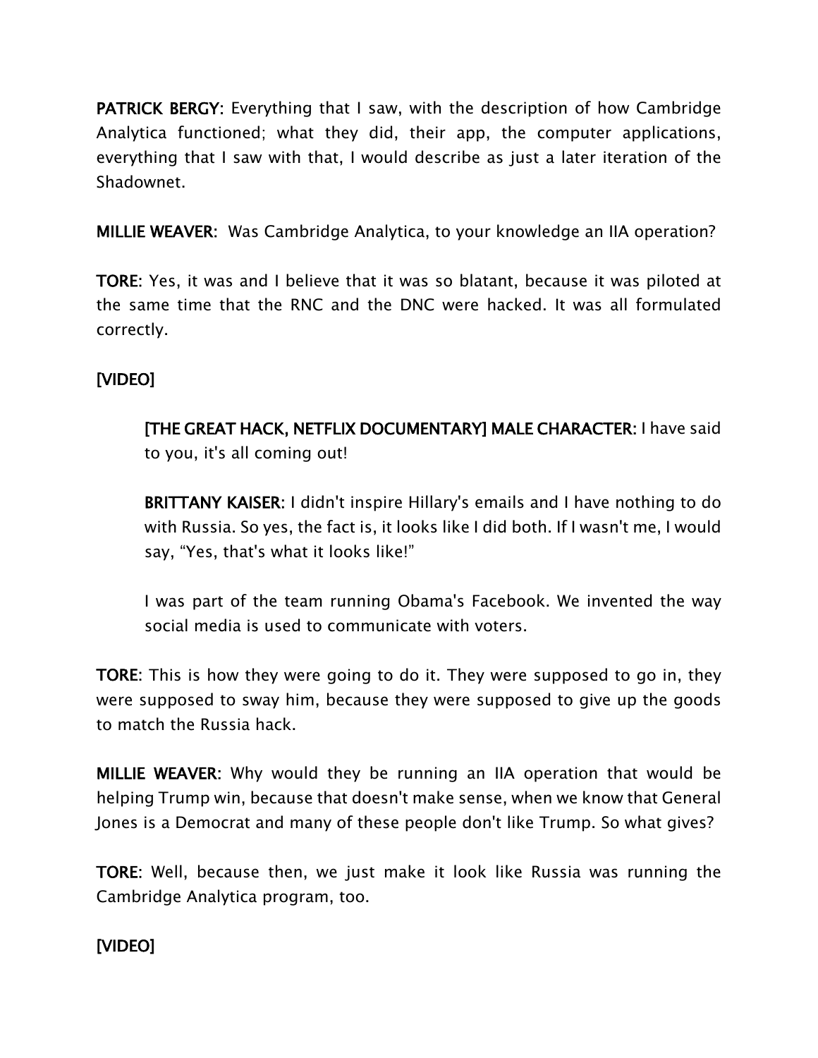**PATRICK BERGY:** Everything that I saw, with the description of how Cambridge Analytica functioned; what they did, their app, the computer applications, everything that I saw with that, I would describe as just a later iteration of the Shadownet.

**MILLIE WEAVER:** Was Cambridge Analytica, to your knowledge an IIA operation?

**TORE:** Yes, it was and I believe that it was so blatant, because it was piloted at the same time that the RNC and the DNC were hacked. It was all formulated correctly.

**[VIDEO]**

> **[THE GREAT HACK, NETFLIX DOCUMENTARY] MALE CHARACTER:** I have said to you, it's all coming out!
>
> **BRITTANY KAISER:** I didn't inspire Hillary's emails and I have nothing to do with Russia. So yes, the fact is, it looks like I did both. If I wasn't me, I would say, “Yes, that's what it looks like!”
>
> I was part of the team running Obama's Facebook. We invented the way social media is used to communicate with voters.

**TORE:** This is how they were going to do it. They were supposed to go in, they were supposed to sway him, because they were supposed to give up the goods to match the Russia hack.

**MILLIE WEAVER:** Why would they be running an IIA operation that would be helping Trump win, because that doesn't make sense, when we know that General Jones is a Democrat and many of these people don't like Trump. So what gives?

**TORE:** Well, because then, we just make it look like Russia was running the Cambridge Analytica program, too.

**[VIDEO]**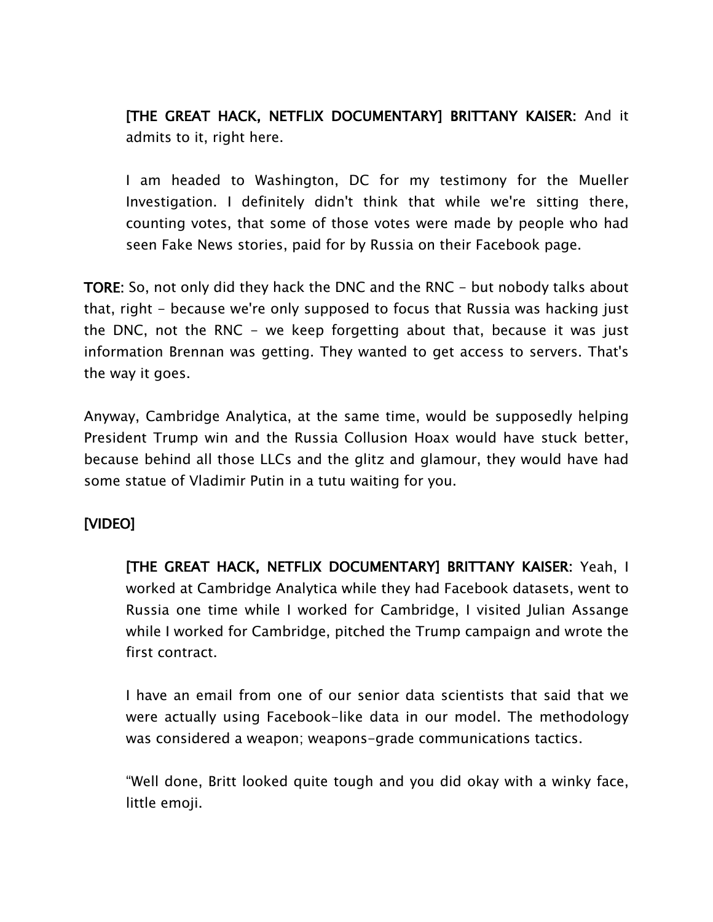> **[THE GREAT HACK, NETFLIX DOCUMENTARY] BRITTANY KAISER:** And it admits to it, right here.
>
> I am headed to Washington, DC for my testimony for the Mueller Investigation. I definitely didn't think that while we're sitting there, counting votes, that some of those votes were made by people who had seen Fake News stories, paid for by Russia on their Facebook page.

**TORE:** So, not only did they hack the DNC and the RNC - but nobody talks about that, right - because we're only supposed to focus that Russia was hacking just the DNC, not the RNC - we keep forgetting about that, because it was just information Brennan was getting. They wanted to get access to servers. That's the way it goes.

Anyway, Cambridge Analytica, at the same time, would be supposedly helping President Trump win and the Russia Collusion Hoax would have stuck better, because behind all those LLCs and the glitz and glamour, they would have had some statue of Vladimir Putin in a tutu waiting for you.

**[VIDEO]**

> **[THE GREAT HACK, NETFLIX DOCUMENTARY] BRITTANY KAISER:** Yeah, I worked at Cambridge Analytica while they had Facebook datasets, went to Russia one time while I worked for Cambridge, I visited Julian Assange while I worked for Cambridge, pitched the Trump campaign and wrote the first contract.
>
> I have an email from one of our senior data scientists that said that we were actually using Facebook-like data in our model. The methodology was considered a weapon; weapons-grade communications tactics.
>
> "Well done, Britt looked quite tough and you did okay with a winky face, little emoji.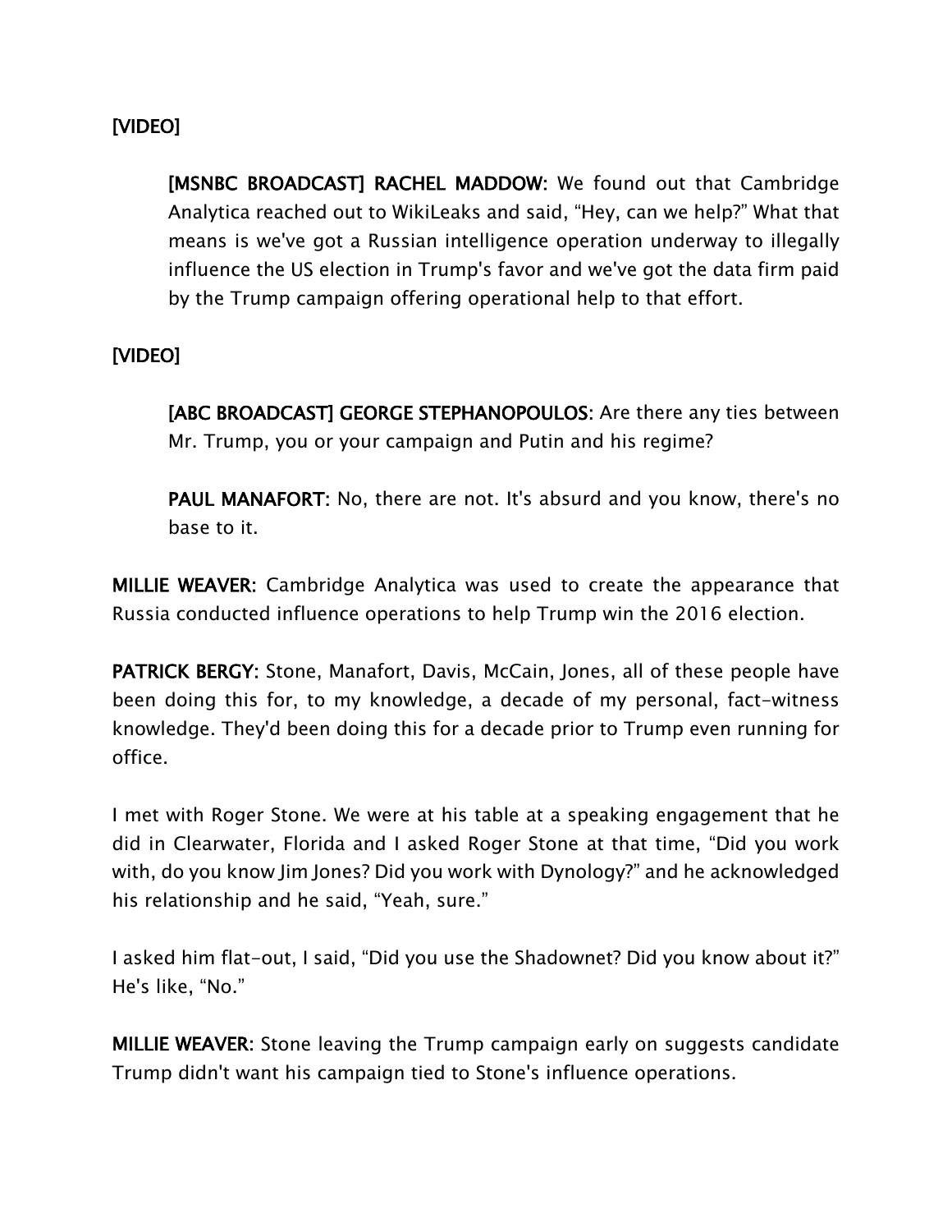**[VIDEO]**

> **[MSNBC BROADCAST] RACHEL MADDOW:** We found out that Cambridge Analytica reached out to WikiLeaks and said, "Hey, can we help?" What that means is we've got a Russian intelligence operation underway to illegally influence the US election in Trump's favor and we've got the data firm paid by the Trump campaign offering operational help to that effort.

**[VIDEO]**

> **[ABC BROADCAST] GEORGE STEPHANOPOULOS:** Are there any ties between Mr. Trump, you or your campaign and Putin and his regime?
>
> **PAUL MANAFORT:** No, there are not. It's absurd and you know, there's no base to it.

**MILLIE WEAVER:** Cambridge Analytica was used to create the appearance that Russia conducted influence operations to help Trump win the 2016 election.

**PATRICK BERGY:** Stone, Manafort, Davis, McCain, Jones, all of these people have been doing this for, to my knowledge, a decade of my personal, fact-witness knowledge. They'd been doing this for a decade prior to Trump even running for office.

I met with Roger Stone. We were at his table at a speaking engagement that he did in Clearwater, Florida and I asked Roger Stone at that time, "Did you work with, do you know Jim Jones? Did you work with Dynology?" and he acknowledged his relationship and he said, "Yeah, sure."

I asked him flat-out, I said, "Did you use the Shadownet? Did you know about it?" He's like, "No."

**MILLIE WEAVER:** Stone leaving the Trump campaign early on suggests candidate Trump didn't want his campaign tied to Stone's influence operations.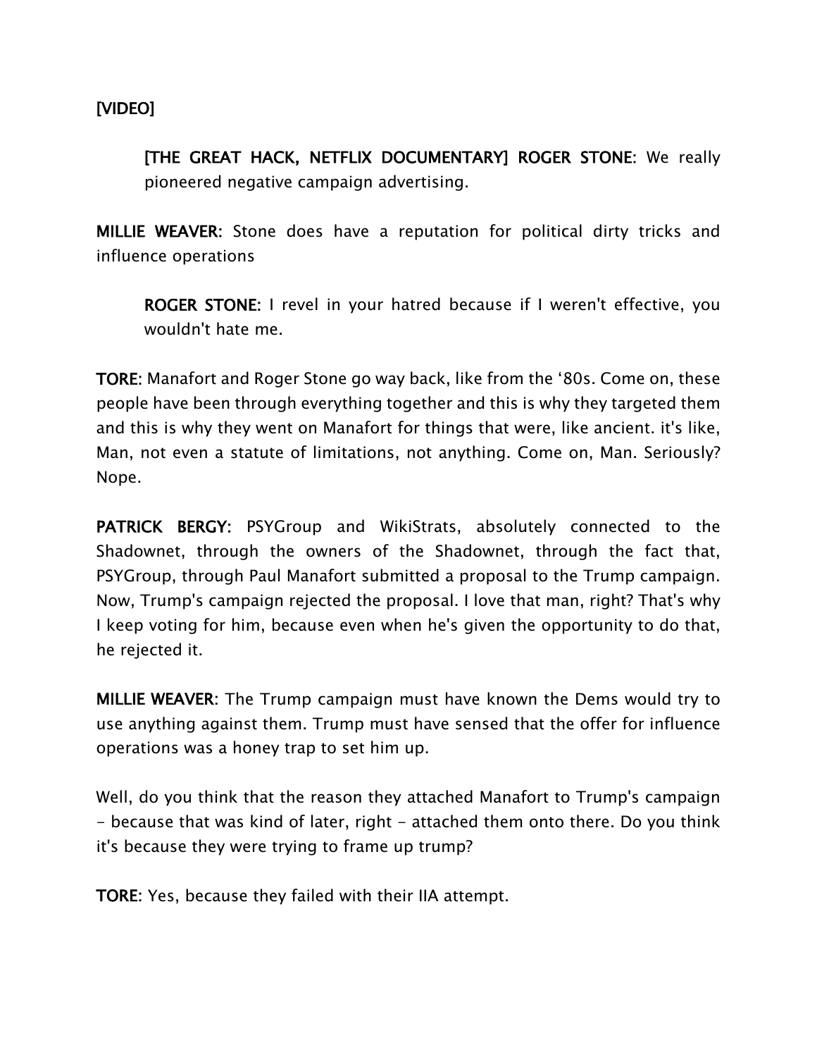**[VIDEO]**

> **[THE GREAT HACK, NETFLIX DOCUMENTARY] ROGER STONE:** We really pioneered negative campaign advertising.

**MILLIE WEAVER:** Stone does have a reputation for political dirty tricks and influence operations

> **ROGER STONE:** I revel in your hatred because if I weren't effective, you wouldn't hate me.

**TORE:** Manafort and Roger Stone go way back, like from the '80s. Come on, these people have been through everything together and this is why they targeted them and this is why they went on Manafort for things that were, like ancient. it's like, Man, not even a statute of limitations, not anything. Come on, Man. Seriously? Nope.

**PATRICK BERGY:** PSYGroup and WikiStrats, absolutely connected to the Shadownet, through the owners of the Shadownet, through the fact that, PSYGroup, through Paul Manafort submitted a proposal to the Trump campaign. Now, Trump's campaign rejected the proposal. I love that man, right? That's why I keep voting for him, because even when he's given the opportunity to do that, he rejected it.

**MILLIE WEAVER:** The Trump campaign must have known the Dems would try to use anything against them. Trump must have sensed that the offer for influence operations was a honey trap to set him up.

Well, do you think that the reason they attached Manafort to Trump's campaign - because that was kind of later, right - attached them onto there. Do you think it's because they were trying to frame up trump?

**TORE:** Yes, because they failed with their IIA attempt.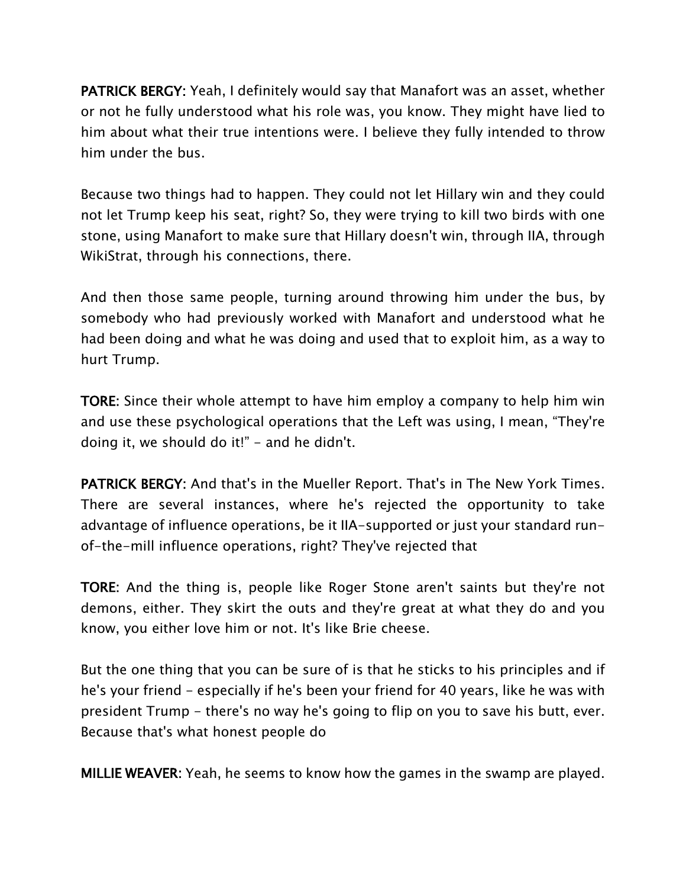**PATRICK BERGY:** Yeah, I definitely would say that Manafort was an asset, whether or not he fully understood what his role was, you know. They might have lied to him about what their true intentions were. I believe they fully intended to throw him under the bus.

Because two things had to happen. They could not let Hillary win and they could not let Trump keep his seat, right? So, they were trying to kill two birds with one stone, using Manafort to make sure that Hillary doesn't win, through IIA, through WikiStrat, through his connections, there.

And then those same people, turning around throwing him under the bus, by somebody who had previously worked with Manafort and understood what he had been doing and what he was doing and used that to exploit him, as a way to hurt Trump.

**TORE:** Since their whole attempt to have him employ a company to help him win and use these psychological operations that the Left was using, I mean, "They're doing it, we should do it!" - and he didn't.

**PATRICK BERGY:** And that's in the Mueller Report. That's in The New York Times. There are several instances, where he's rejected the opportunity to take advantage of influence operations, be it IIA-supported or just your standard run-of-the-mill influence operations, right? They've rejected that

**TORE:** And the thing is, people like Roger Stone aren't saints but they're not demons, either. They skirt the outs and they're great at what they do and you know, you either love him or not. It's like Brie cheese.

But the one thing that you can be sure of is that he sticks to his principles and if he's your friend - especially if he's been your friend for 40 years, like he was with president Trump - there's no way he's going to flip on you to save his butt, ever. Because that's what honest people do

**MILLIE WEAVER:** Yeah, he seems to know how the games in the swamp are played.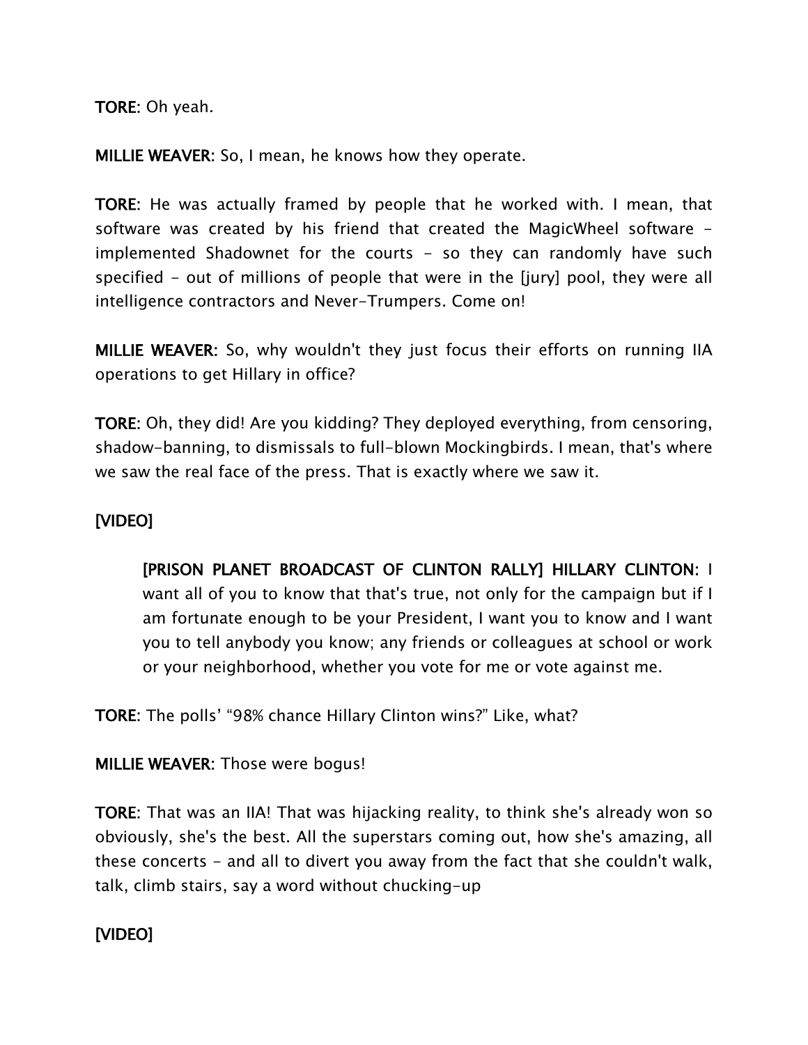**TORE**: Oh yeah.

**MILLIE WEAVER**: So, I mean, he knows how they operate.

**TORE**: He was actually framed by people that he worked with. I mean, that software was created by his friend that created the MagicWheel software - implemented Shadownet for the courts - so they can randomly have such specified - out of millions of people that were in the [jury] pool, they were all intelligence contractors and Never-Trumpers. Come on!

**MILLIE WEAVER**: So, why wouldn't they just focus their efforts on running IIA operations to get Hillary in office?

**TORE**: Oh, they did! Are you kidding? They deployed everything, from censoring, shadow-banning, to dismissals to full-blown Mockingbirds. I mean, that's where we saw the real face of the press. That is exactly where we saw it.

**[VIDEO]**

> **[PRISON PLANET BROADCAST OF CLINTON RALLY] HILLARY CLINTON**: I want all of you to know that that's true, not only for the campaign but if I am fortunate enough to be your President, I want you to know and I want you to tell anybody you know; any friends or colleagues at school or work or your neighborhood, whether you vote for me or vote against me.

**TORE**: The polls' "98% chance Hillary Clinton wins?" Like, what?

**MILLIE WEAVER**: Those were bogus!

**TORE**: That was an IIA! That was hijacking reality, to think she's already won so obviously, she's the best. All the superstars coming out, how she's amazing, all these concerts - and all to divert you away from the fact that she couldn't walk, talk, climb stairs, say a word without chucking-up

**[VIDEO]**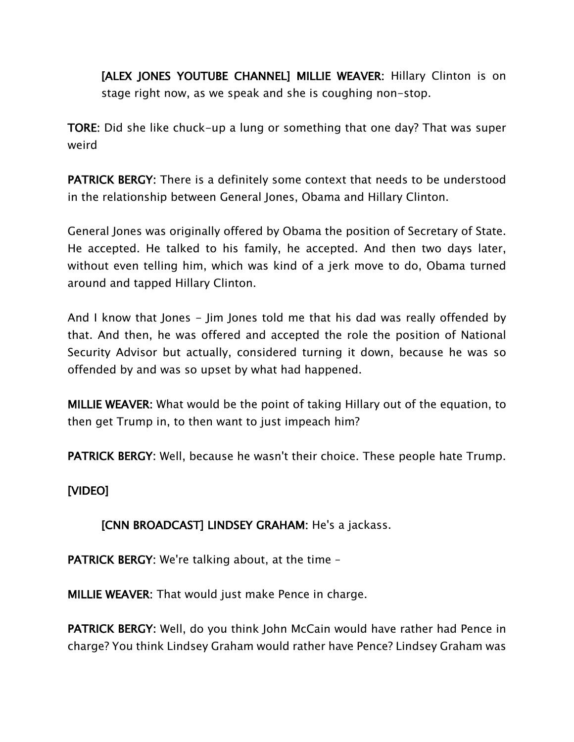> **[ALEX JONES YOUTUBE CHANNEL] MILLIE WEAVER:** Hillary Clinton is on stage right now, as we speak and she is coughing non-stop.

**TORE:** Did she like chuck-up a lung or something that one day? That was super weird

**PATRICK BERGY:** There is a definitely some context that needs to be understood in the relationship between General Jones, Obama and Hillary Clinton.

General Jones was originally offered by Obama the position of Secretary of State. He accepted. He talked to his family, he accepted. And then two days later, without even telling him, which was kind of a jerk move to do, Obama turned around and tapped Hillary Clinton.

And I know that Jones - Jim Jones told me that his dad was really offended by that. And then, he was offered and accepted the role the position of National Security Advisor but actually, considered turning it down, because he was so offended by and was so upset by what had happened.

**MILLIE WEAVER:** What would be the point of taking Hillary out of the equation, to then get Trump in, to then want to just impeach him?

**PATRICK BERGY:** Well, because he wasn't their choice. These people hate Trump.

**[VIDEO]**

> **[CNN BROADCAST] LINDSEY GRAHAM:** He's a jackass.

**PATRICK BERGY:** We're talking about, at the time –

**MILLIE WEAVER:** That would just make Pence in charge.

**PATRICK BERGY:** Well, do you think John McCain would have rather had Pence in charge? You think Lindsey Graham would rather have Pence? Lindsey Graham was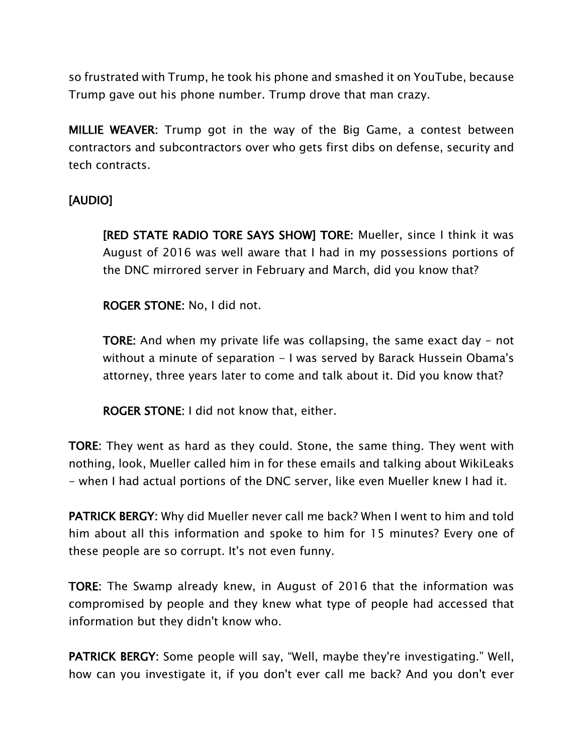so frustrated with Trump, he took his phone and smashed it on YouTube, because Trump gave out his phone number. Trump drove that man crazy.

**MILLIE WEAVER:** Trump got in the way of the Big Game, a contest between contractors and subcontractors over who gets first dibs on defense, security and tech contracts.

**[AUDIO]**

> **[RED STATE RADIO TORE SAYS SHOW] TORE:** Mueller, since I think it was August of 2016 was well aware that I had in my possessions portions of the DNC mirrored server in February and March, did you know that?
>
> **ROGER STONE:** No, I did not.
>
> **TORE:** And when my private life was collapsing, the same exact day - not without a minute of separation - I was served by Barack Hussein Obama's attorney, three years later to come and talk about it. Did you know that?
>
> **ROGER STONE:** I did not know that, either.

**TORE:** They went as hard as they could. Stone, the same thing. They went with nothing, look, Mueller called him in for these emails and talking about WikiLeaks - when I had actual portions of the DNC server, like even Mueller knew I had it.

**PATRICK BERGY:** Why did Mueller never call me back? When I went to him and told him about all this information and spoke to him for 15 minutes? Every one of these people are so corrupt. It's not even funny.

**TORE:** The Swamp already knew, in August of 2016 that the information was compromised by people and they knew what type of people had accessed that information but they didn't know who.

**PATRICK BERGY:** Some people will say, "Well, maybe they're investigating." Well, how can you investigate it, if you don't ever call me back? And you don't ever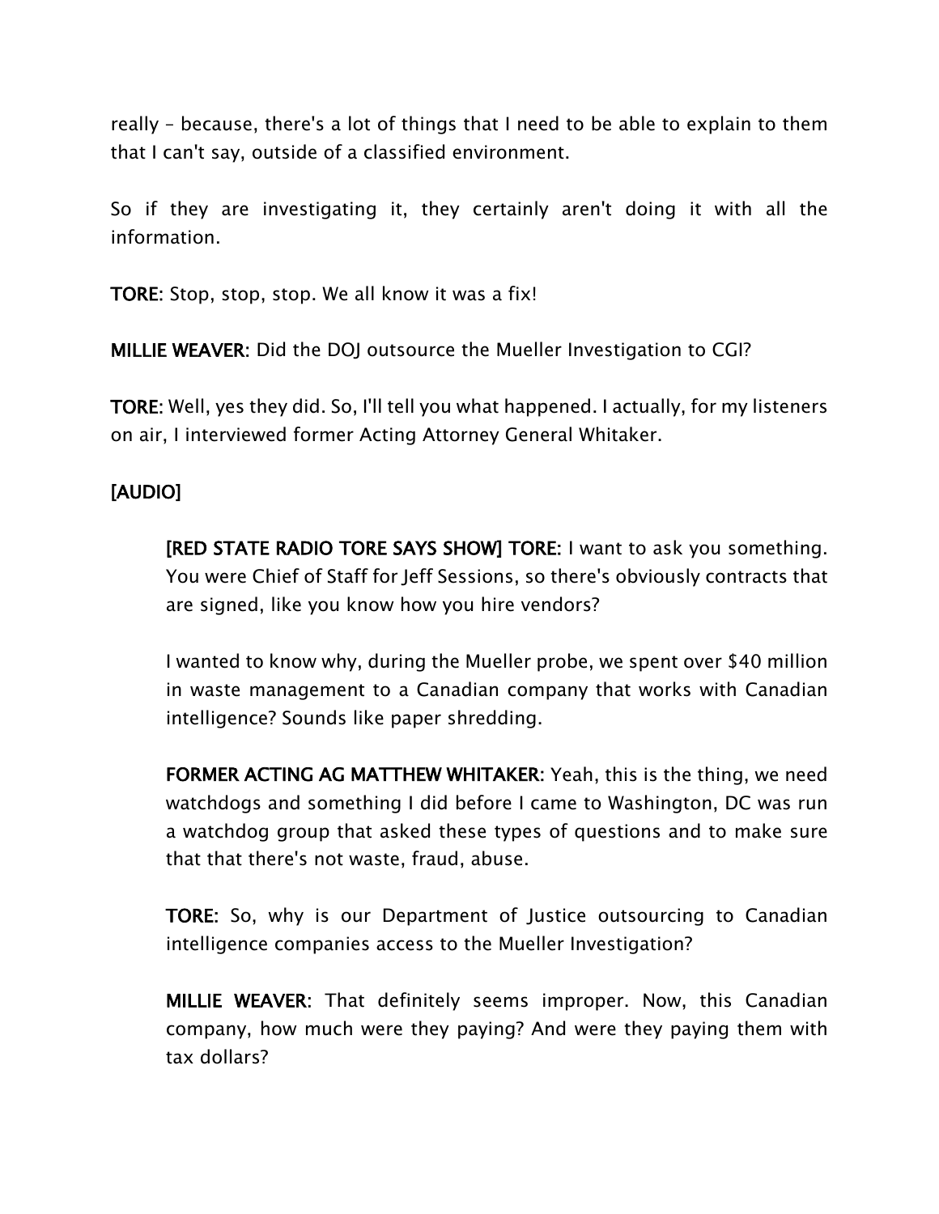really – because, there's a lot of things that I need to be able to explain to them that I can't say, outside of a classified environment.

So if they are investigating it, they certainly aren't doing it with all the information.

**TORE:** Stop, stop, stop. We all know it was a fix!

**MILLIE WEAVER:** Did the DOJ outsource the Mueller Investigation to CGI?

**TORE:** Well, yes they did. So, I'll tell you what happened. I actually, for my listeners on air, I interviewed former Acting Attorney General Whitaker.

**[AUDIO]**

> **[RED STATE RADIO TORE SAYS SHOW] TORE:** I want to ask you something. You were Chief of Staff for Jeff Sessions, so there's obviously contracts that are signed, like you know how you hire vendors?
>
> I wanted to know why, during the Mueller probe, we spent over $40 million in waste management to a Canadian company that works with Canadian intelligence? Sounds like paper shredding.
>
> **FORMER ACTING AG MATTHEW WHITAKER:** Yeah, this is the thing, we need watchdogs and something I did before I came to Washington, DC was run a watchdog group that asked these types of questions and to make sure that that there's not waste, fraud, abuse.
>
> **TORE:** So, why is our Department of Justice outsourcing to Canadian intelligence companies access to the Mueller Investigation?
>
> **MILLIE WEAVER:** That definitely seems improper. Now, this Canadian company, how much were they paying? And were they paying them with tax dollars?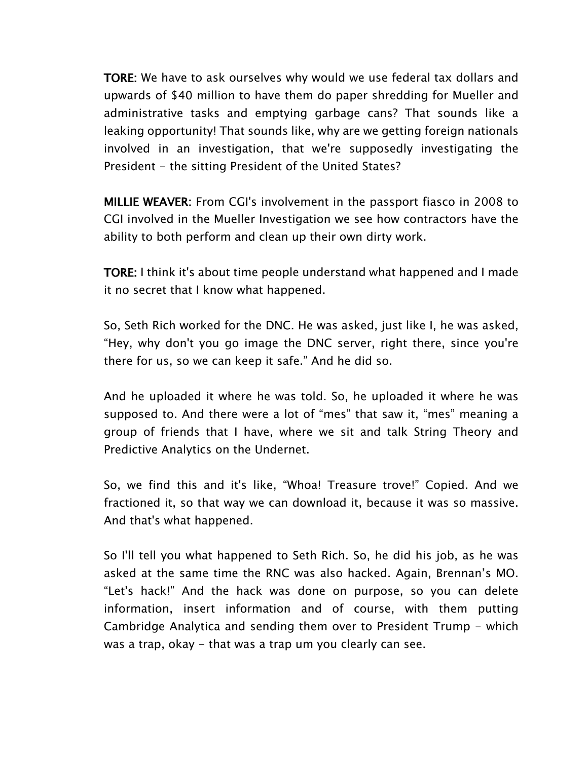**TORE:** We have to ask ourselves why would we use federal tax dollars and upwards of $40 million to have them do paper shredding for Mueller and administrative tasks and emptying garbage cans? That sounds like a leaking opportunity! That sounds like, why are we getting foreign nationals involved in an investigation, that we're supposedly investigating the President - the sitting President of the United States?

**MILLIE WEAVER:** From CGI's involvement in the passport fiasco in 2008 to CGI involved in the Mueller Investigation we see how contractors have the ability to both perform and clean up their own dirty work.

**TORE:** I think it's about time people understand what happened and I made it no secret that I know what happened.

So, Seth Rich worked for the DNC. He was asked, just like I, he was asked, "Hey, why don't you go image the DNC server, right there, since you're there for us, so we can keep it safe." And he did so.

And he uploaded it where he was told. So, he uploaded it where he was supposed to. And there were a lot of "mes" that saw it, "mes" meaning a group of friends that I have, where we sit and talk String Theory and Predictive Analytics on the Undernet.

So, we find this and it's like, "Whoa! Treasure trove!" Copied. And we fractioned it, so that way we can download it, because it was so massive. And that's what happened.

So I'll tell you what happened to Seth Rich. So, he did his job, as he was asked at the same time the RNC was also hacked. Again, Brennan's MO. "Let's hack!" And the hack was done on purpose, so you can delete information, insert information and of course, with them putting Cambridge Analytica and sending them over to President Trump - which was a trap, okay - that was a trap um you clearly can see.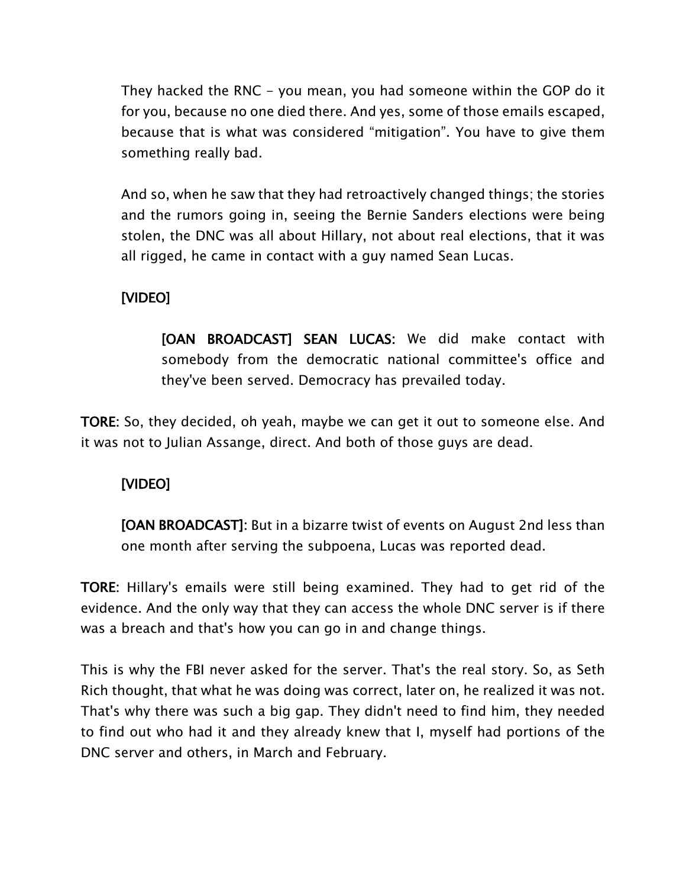They hacked the RNC - you mean, you had someone within the GOP do it for you, because no one died there. And yes, some of those emails escaped, because that is what was considered "mitigation". You have to give them something really bad.

And so, when he saw that they had retroactively changed things; the stories and the rumors going in, seeing the Bernie Sanders elections were being stolen, the DNC was all about Hillary, not about real elections, that it was all rigged, he came in contact with a guy named Sean Lucas.

**[VIDEO]**

**[OAN BROADCAST] SEAN LUCAS:** We did make contact with somebody from the democratic national committee's office and they've been served. Democracy has prevailed today.

**TORE:** So, they decided, oh yeah, maybe we can get it out to someone else. And it was not to Julian Assange, direct. And both of those guys are dead.

**[VIDEO]**

**[OAN BROADCAST]:** But in a bizarre twist of events on August 2nd less than one month after serving the subpoena, Lucas was reported dead.

**TORE:** Hillary's emails were still being examined. They had to get rid of the evidence. And the only way that they can access the whole DNC server is if there was a breach and that's how you can go in and change things.

This is why the FBI never asked for the server. That's the real story. So, as Seth Rich thought, that what he was doing was correct, later on, he realized it was not. That's why there was such a big gap. They didn't need to find him, they needed to find out who had it and they already knew that I, myself had portions of the DNC server and others, in March and February.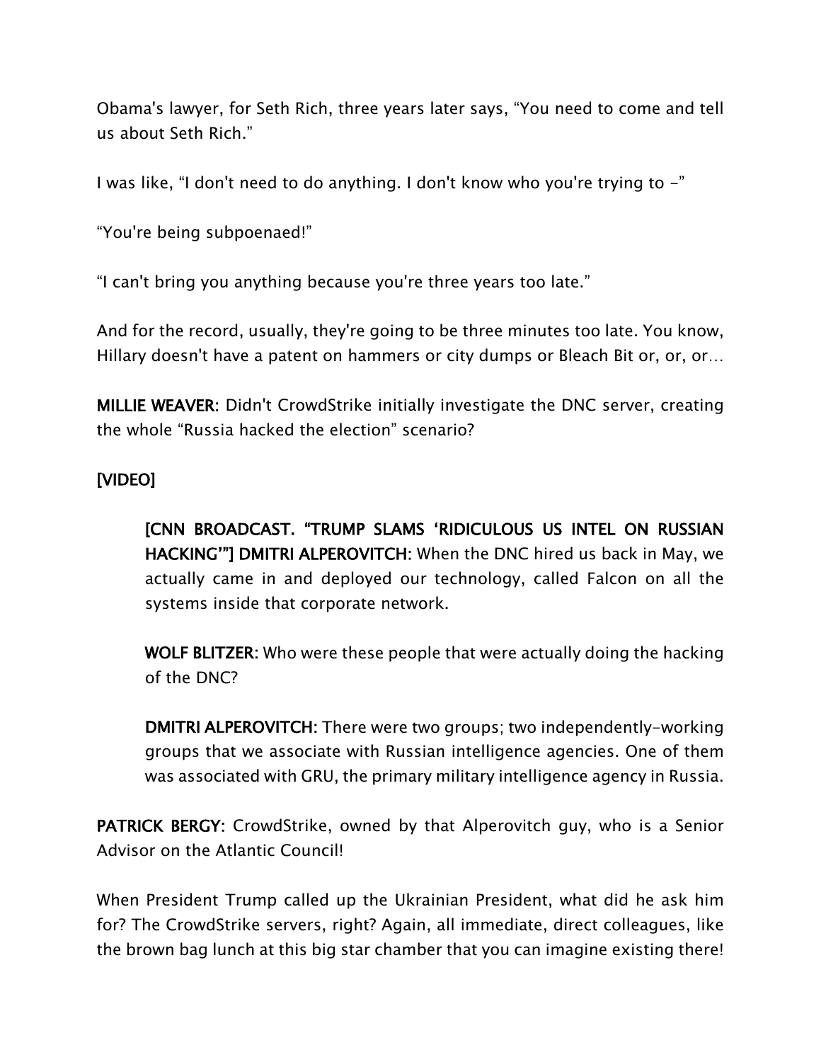Obama's lawyer, for Seth Rich, three years later says, "You need to come and tell us about Seth Rich."

I was like, "I don't need to do anything. I don't know who you're trying to -"

"You're being subpoenaed!"

"I can't bring you anything because you're three years too late."

And for the record, usually, they're going to be three minutes too late. You know, Hillary doesn't have a patent on hammers or city dumps or Bleach Bit or, or, or…

**MILLIE WEAVER:** Didn't CrowdStrike initially investigate the DNC server, creating the whole "Russia hacked the election" scenario?

**[VIDEO]**

> **[CNN BROADCAST. "TRUMP SLAMS 'RIDICULOUS US INTEL ON RUSSIAN HACKING'"] DMITRI ALPEROVITCH:** When the DNC hired us back in May, we actually came in and deployed our technology, called Falcon on all the systems inside that corporate network.
>
> **WOLF BLITZER:** Who were these people that were actually doing the hacking of the DNC?
>
> **DMITRI ALPEROVITCH:** There were two groups; two independently-working groups that we associate with Russian intelligence agencies. One of them was associated with GRU, the primary military intelligence agency in Russia.

**PATRICK BERGY:** CrowdStrike, owned by that Alperovitch guy, who is a Senior Advisor on the Atlantic Council!

When President Trump called up the Ukrainian President, what did he ask him for? The CrowdStrike servers, right? Again, all immediate, direct colleagues, like the brown bag lunch at this big star chamber that you can imagine existing there!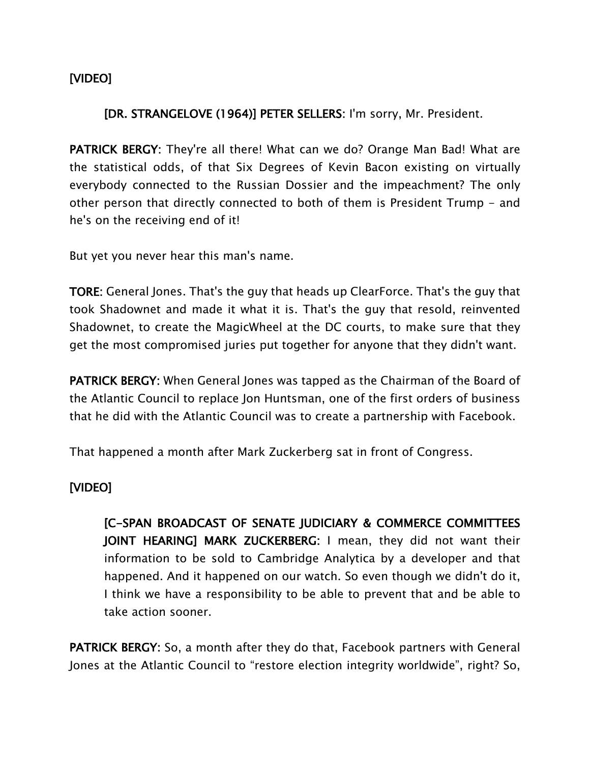**[VIDEO]**

> **[DR. STRANGELOVE (1964)] PETER SELLERS:** I'm sorry, Mr. President.

**PATRICK BERGY:** They're all there! What can we do? Orange Man Bad! What are the statistical odds, of that Six Degrees of Kevin Bacon existing on virtually everybody connected to the Russian Dossier and the impeachment? The only other person that directly connected to both of them is President Trump - and he's on the receiving end of it!

But yet you never hear this man's name.

**TORE:** General Jones. That's the guy that heads up ClearForce. That's the guy that took Shadownet and made it what it is. That's the guy that resold, reinvented Shadownet, to create the MagicWheel at the DC courts, to make sure that they get the most compromised juries put together for anyone that they didn't want.

**PATRICK BERGY:** When General Jones was tapped as the Chairman of the Board of the Atlantic Council to replace Jon Huntsman, one of the first orders of business that he did with the Atlantic Council was to create a partnership with Facebook.

That happened a month after Mark Zuckerberg sat in front of Congress.

**[VIDEO]**

> **[C-SPAN BROADCAST OF SENATE JUDICIARY & COMMERCE COMMITTEES JOINT HEARING] MARK ZUCKERBERG:** I mean, they did not want their information to be sold to Cambridge Analytica by a developer and that happened. And it happened on our watch. So even though we didn't do it, I think we have a responsibility to be able to prevent that and be able to take action sooner.

**PATRICK BERGY:** So, a month after they do that, Facebook partners with General Jones at the Atlantic Council to "restore election integrity worldwide", right? So,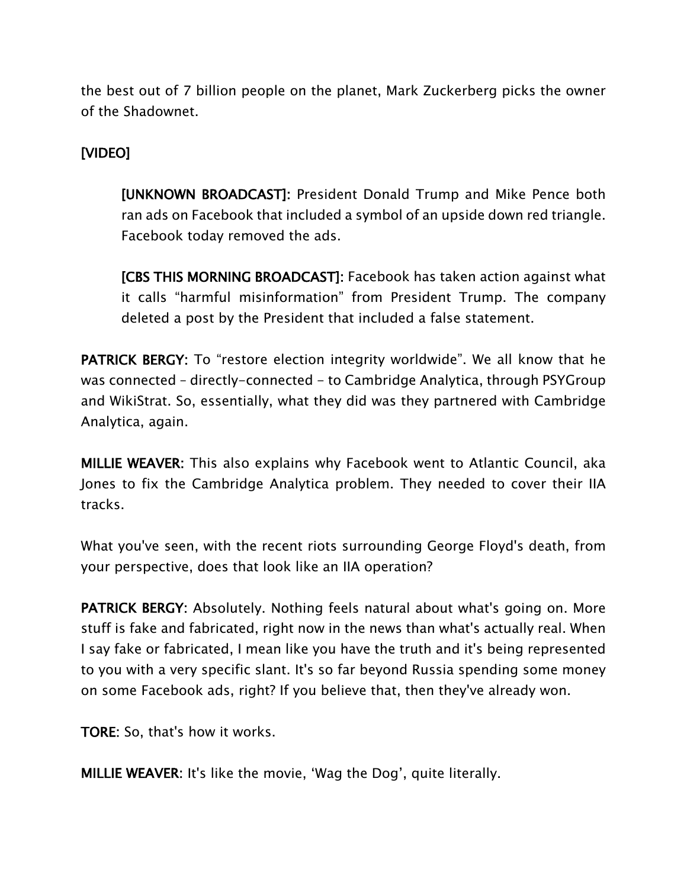the best out of 7 billion people on the planet, Mark Zuckerberg picks the owner of the Shadownet.

**[VIDEO]**

> **[UNKNOWN BROADCAST]:** President Donald Trump and Mike Pence both ran ads on Facebook that included a symbol of an upside down red triangle. Facebook today removed the ads.
>
> **[CBS THIS MORNING BROADCAST]:** Facebook has taken action against what it calls "harmful misinformation" from President Trump. The company deleted a post by the President that included a false statement.

**PATRICK BERGY:** To "restore election integrity worldwide". We all know that he was connected – directly-connected – to Cambridge Analytica, through PSYGroup and WikiStrat. So, essentially, what they did was they partnered with Cambridge Analytica, again.

**MILLIE WEAVER:** This also explains why Facebook went to Atlantic Council, aka Jones to fix the Cambridge Analytica problem. They needed to cover their IIA tracks.

What you've seen, with the recent riots surrounding George Floyd's death, from your perspective, does that look like an IIA operation?

**PATRICK BERGY:** Absolutely. Nothing feels natural about what's going on. More stuff is fake and fabricated, right now in the news than what's actually real. When I say fake or fabricated, I mean like you have the truth and it's being represented to you with a very specific slant. It's so far beyond Russia spending some money on some Facebook ads, right? If you believe that, then they've already won.

**TORE:** So, that's how it works.

**MILLIE WEAVER:** It's like the movie, 'Wag the Dog', quite literally.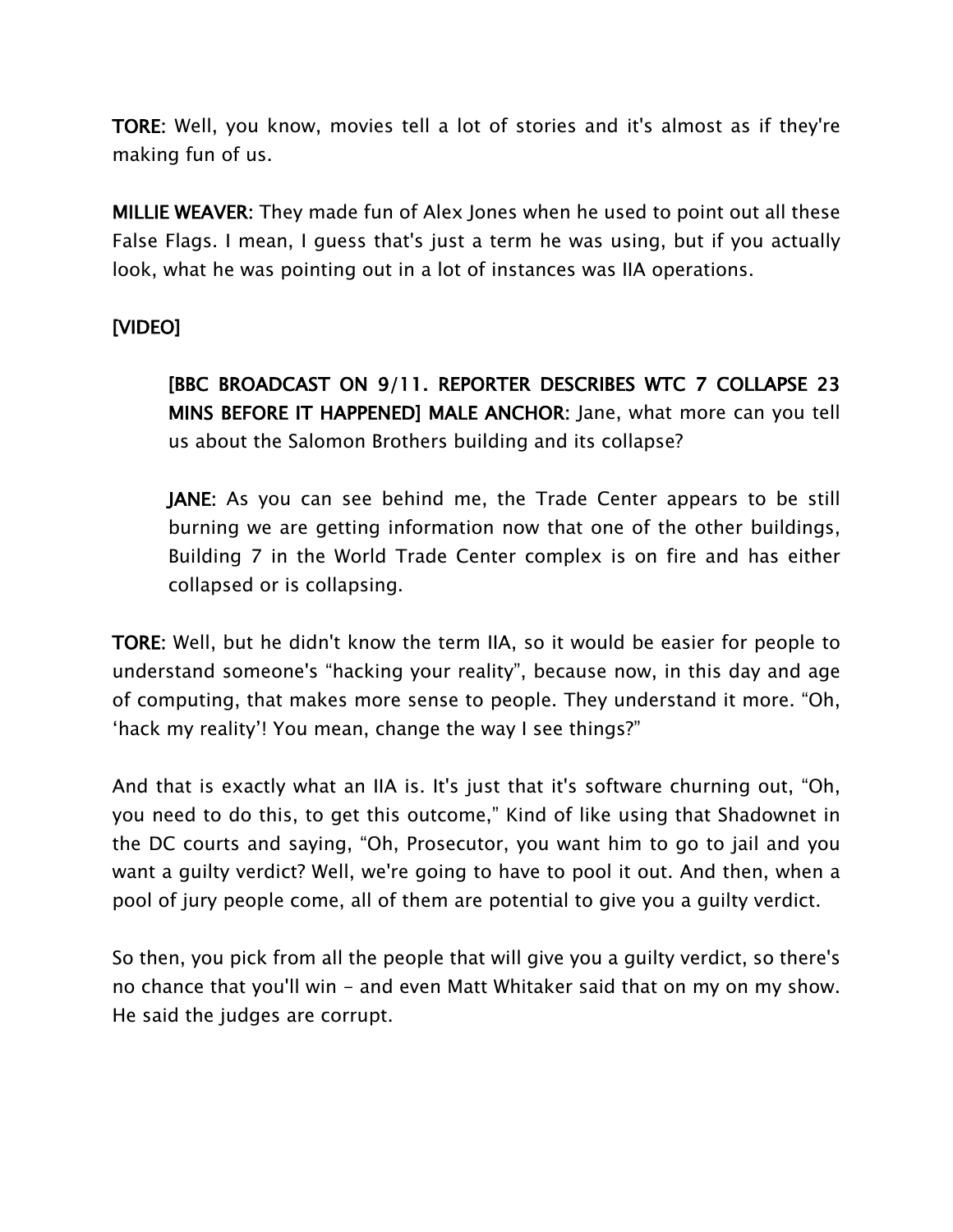**TORE:** Well, you know, movies tell a lot of stories and it's almost as if they're making fun of us.

**MILLIE WEAVER:** They made fun of Alex Jones when he used to point out all these False Flags. I mean, I guess that's just a term he was using, but if you actually look, what he was pointing out in a lot of instances was IIA operations.

**[VIDEO]**

> **[BBC BROADCAST ON 9/11. REPORTER DESCRIBES WTC 7 COLLAPSE 23 MINS BEFORE IT HAPPENED] MALE ANCHOR:** Jane, what more can you tell us about the Salomon Brothers building and its collapse?
>
> **JANE:** As you can see behind me, the Trade Center appears to be still burning we are getting information now that one of the other buildings, Building 7 in the World Trade Center complex is on fire and has either collapsed or is collapsing.

**TORE:** Well, but he didn't know the term IIA, so it would be easier for people to understand someone's "hacking your reality", because now, in this day and age of computing, that makes more sense to people. They understand it more. "Oh, 'hack my reality'! You mean, change the way I see things?"

And that is exactly what an IIA is. It's just that it's software churning out, "Oh, you need to do this, to get this outcome," Kind of like using that Shadownet in the DC courts and saying, "Oh, Prosecutor, you want him to go to jail and you want a guilty verdict? Well, we're going to have to pool it out. And then, when a pool of jury people come, all of them are potential to give you a guilty verdict.

So then, you pick from all the people that will give you a guilty verdict, so there's no chance that you'll win – and even Matt Whitaker said that on my on my show. He said the judges are corrupt.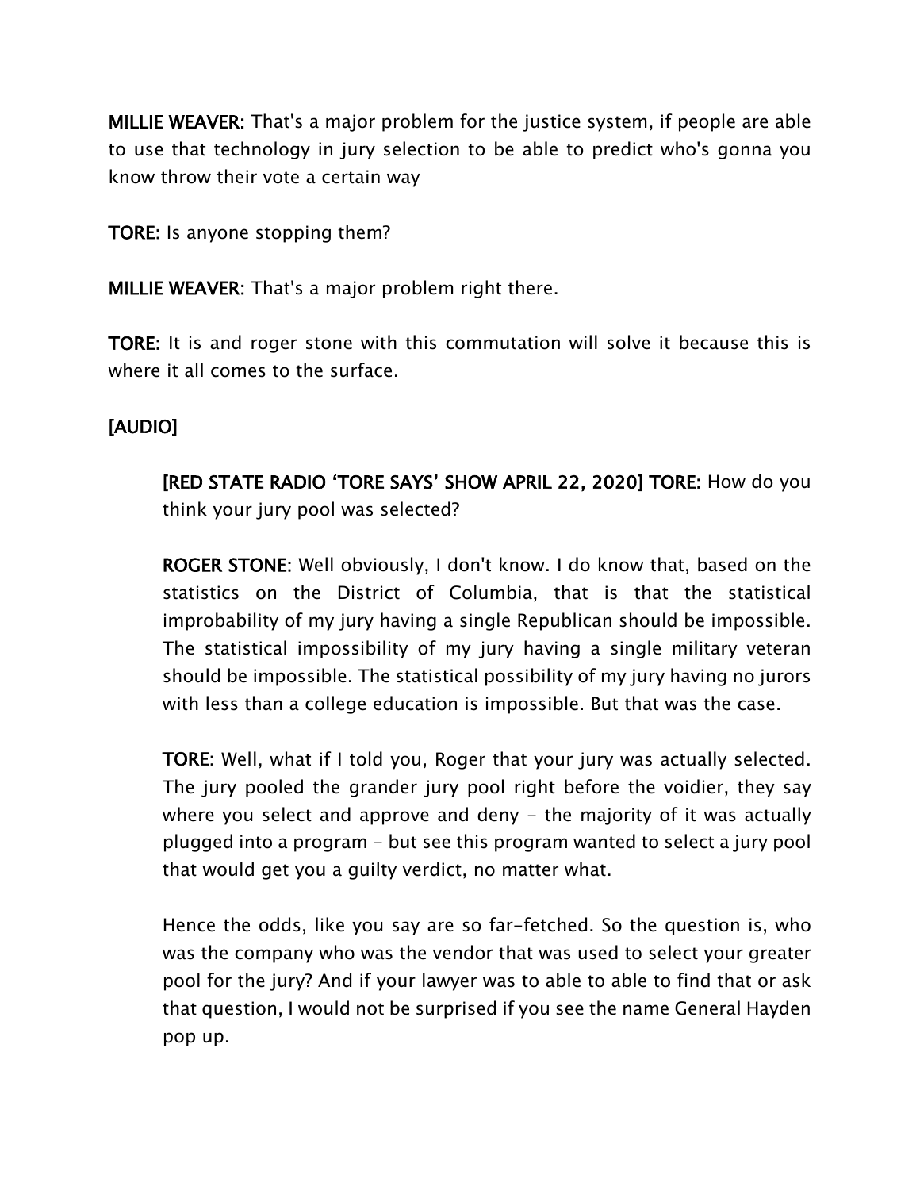**MILLIE WEAVER**: That's a major problem for the justice system, if people are able to use that technology in jury selection to be able to predict who's gonna you know throw their vote a certain way

**TORE**: Is anyone stopping them?

**MILLIE WEAVER**: That's a major problem right there.

**TORE**: It is and roger stone with this commutation will solve it because this is where it all comes to the surface.

**[AUDIO]**

> **[RED STATE RADIO 'TORE SAYS' SHOW APRIL 22, 2020] TORE**: How do you think your jury pool was selected?
>
> **ROGER STONE**: Well obviously, I don't know. I do know that, based on the statistics on the District of Columbia, that is that the statistical improbability of my jury having a single Republican should be impossible. The statistical impossibility of my jury having a single military veteran should be impossible. The statistical possibility of my jury having no jurors with less than a college education is impossible. But that was the case.
>
> **TORE**: Well, what if I told you, Roger that your jury was actually selected. The jury pooled the grander jury pool right before the voidier, they say where you select and approve and deny - the majority of it was actually plugged into a program - but see this program wanted to select a jury pool that would get you a guilty verdict, no matter what.
>
> Hence the odds, like you say are so far-fetched. So the question is, who was the company who was the vendor that was used to select your greater pool for the jury? And if your lawyer was to able to able to find that or ask that question, I would not be surprised if you see the name General Hayden pop up.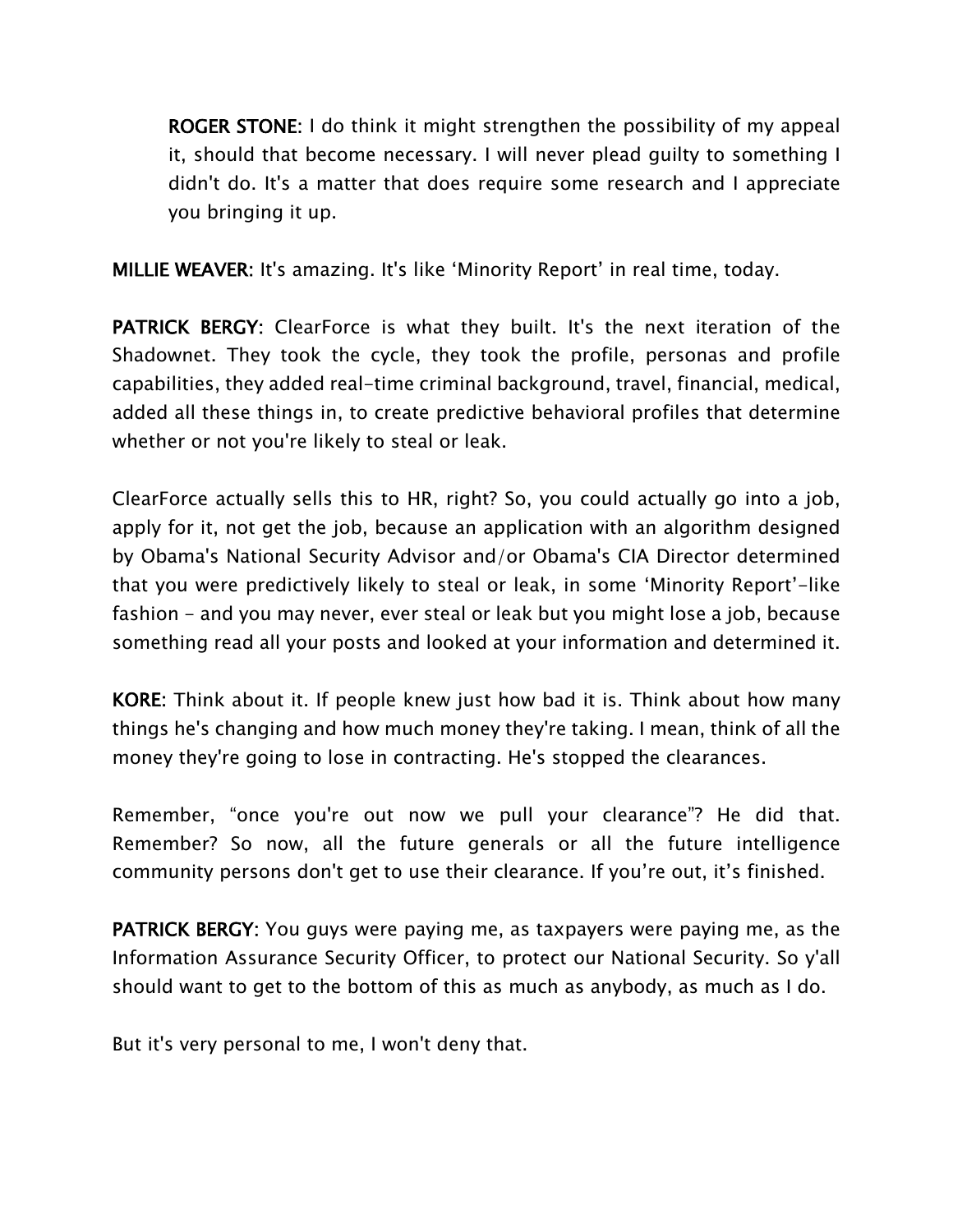> **ROGER STONE:** I do think it might strengthen the possibility of my appeal it, should that become necessary. I will never plead guilty to something I didn't do. It's a matter that does require some research and I appreciate you bringing it up.

**MILLIE WEAVER:** It's amazing. It's like 'Minority Report' in real time, today.

**PATRICK BERGY:** ClearForce is what they built. It's the next iteration of the Shadownet. They took the cycle, they took the profile, personas and profile capabilities, they added real-time criminal background, travel, financial, medical, added all these things in, to create predictive behavioral profiles that determine whether or not you're likely to steal or leak.

ClearForce actually sells this to HR, right? So, you could actually go into a job, apply for it, not get the job, because an application with an algorithm designed by Obama's National Security Advisor and/or Obama's CIA Director determined that you were predictively likely to steal or leak, in some 'Minority Report'-like fashion - and you may never, ever steal or leak but you might lose a job, because something read all your posts and looked at your information and determined it.

**KORE:** Think about it. If people knew just how bad it is. Think about how many things he's changing and how much money they're taking. I mean, think of all the money they're going to lose in contracting. He's stopped the clearances.

Remember, "once you're out now we pull your clearance"? He did that. Remember? So now, all the future generals or all the future intelligence community persons don't get to use their clearance. If you're out, it's finished.

**PATRICK BERGY:** You guys were paying me, as taxpayers were paying me, as the Information Assurance Security Officer, to protect our National Security. So y'all should want to get to the bottom of this as much as anybody, as much as I do.

But it's very personal to me, I won't deny that.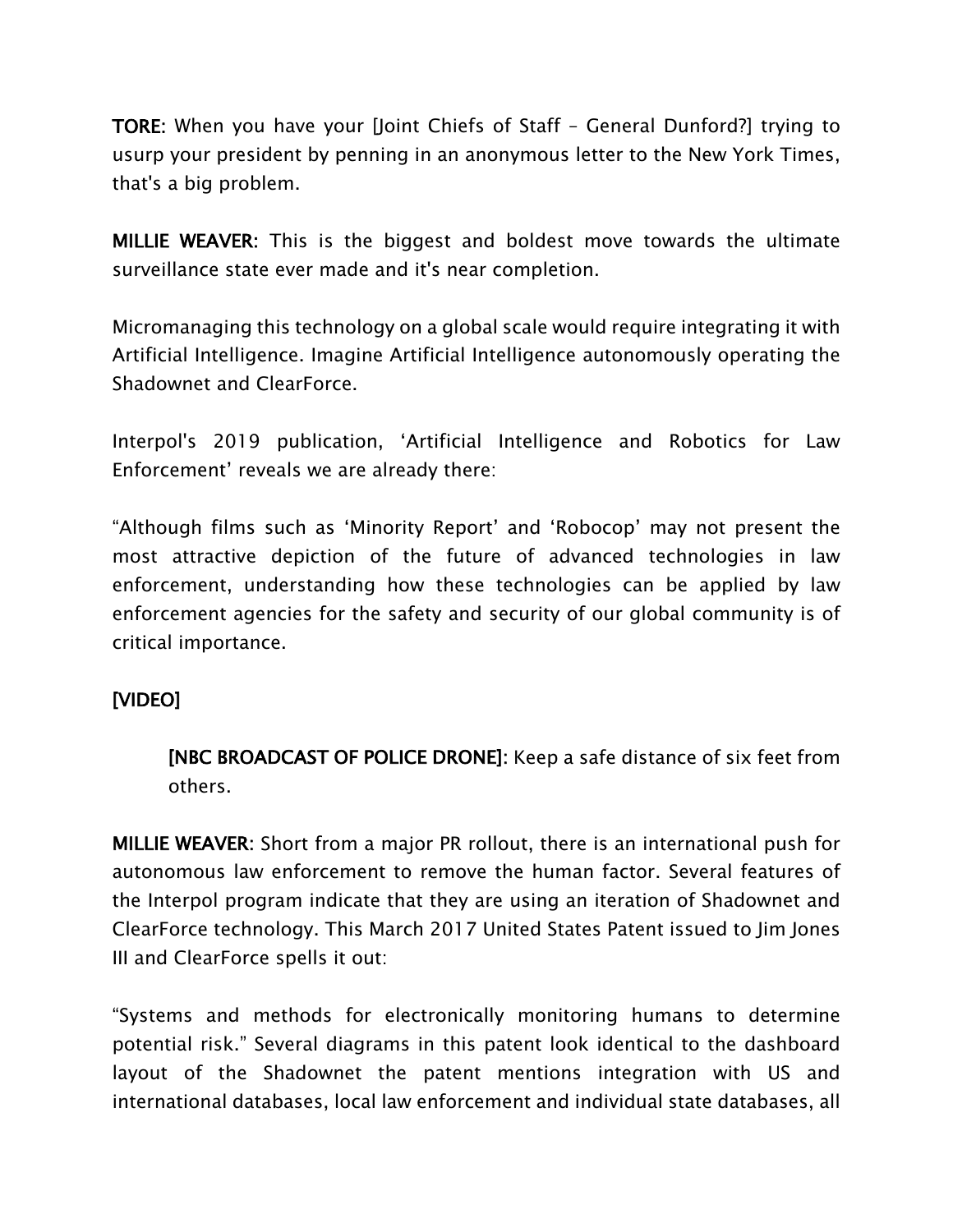**TORE:** When you have your [Joint Chiefs of Staff – General Dunford?] trying to usurp your president by penning in an anonymous letter to the New York Times, that's a big problem.

**MILLIE WEAVER:** This is the biggest and boldest move towards the ultimate surveillance state ever made and it's near completion.

Micromanaging this technology on a global scale would require integrating it with Artificial Intelligence. Imagine Artificial Intelligence autonomously operating the Shadownet and ClearForce.

Interpol's 2019 publication, 'Artificial Intelligence and Robotics for Law Enforcement' reveals we are already there:

"Although films such as 'Minority Report' and 'Robocop' may not present the most attractive depiction of the future of advanced technologies in law enforcement, understanding how these technologies can be applied by law enforcement agencies for the safety and security of our global community is of critical importance.

**[VIDEO]**

> **[NBC BROADCAST OF POLICE DRONE]:** Keep a safe distance of six feet from others.

**MILLIE WEAVER:** Short from a major PR rollout, there is an international push for autonomous law enforcement to remove the human factor. Several features of the Interpol program indicate that they are using an iteration of Shadownet and ClearForce technology. This March 2017 United States Patent issued to Jim Jones III and ClearForce spells it out:

"Systems and methods for electronically monitoring humans to determine potential risk." Several diagrams in this patent look identical to the dashboard layout of the Shadownet the patent mentions integration with US and international databases, local law enforcement and individual state databases, all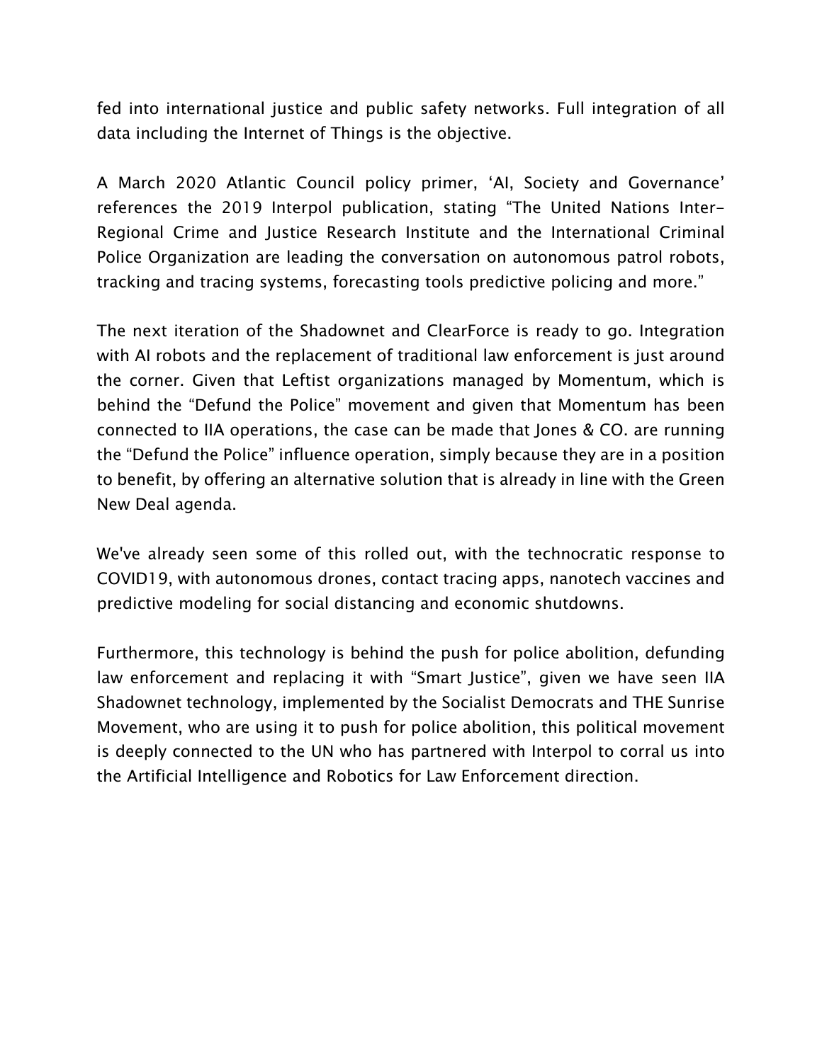fed into international justice and public safety networks. Full integration of all data including the Internet of Things is the objective.

A March 2020 Atlantic Council policy primer, 'AI, Society and Governance' references the 2019 Interpol publication, stating "The United Nations Inter-Regional Crime and Justice Research Institute and the International Criminal Police Organization are leading the conversation on autonomous patrol robots, tracking and tracing systems, forecasting tools predictive policing and more."

The next iteration of the Shadownet and ClearForce is ready to go. Integration with AI robots and the replacement of traditional law enforcement is just around the corner. Given that Leftist organizations managed by Momentum, which is behind the "Defund the Police" movement and given that Momentum has been connected to IIA operations, the case can be made that Jones & CO. are running the "Defund the Police" influence operation, simply because they are in a position to benefit, by offering an alternative solution that is already in line with the Green New Deal agenda.

We've already seen some of this rolled out, with the technocratic response to COVID19, with autonomous drones, contact tracing apps, nanotech vaccines and predictive modeling for social distancing and economic shutdowns.

Furthermore, this technology is behind the push for police abolition, defunding law enforcement and replacing it with "Smart Justice", given we have seen IIA Shadownet technology, implemented by the Socialist Democrats and THE Sunrise Movement, who are using it to push for police abolition, this political movement is deeply connected to the UN who has partnered with Interpol to corral us into the Artificial Intelligence and Robotics for Law Enforcement direction.